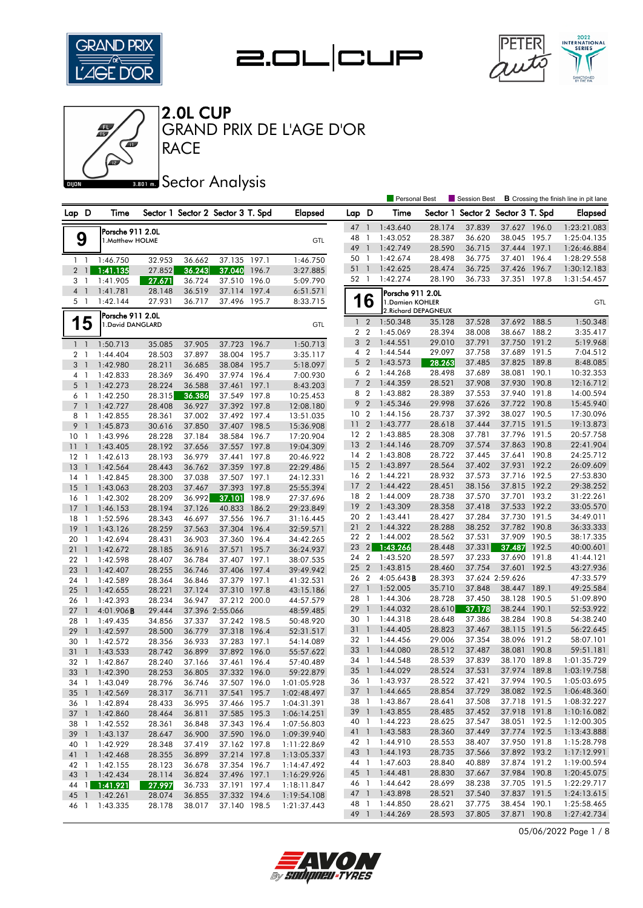# 2.0L CUP

## GRAND PRIX DE L'AGE D'OR

## RACE

### Sector Analysis

Personal Best | Session Best | **B** Crossing the finish line in pit lane

**9** — Porsche 911 2.0L — 1.Matthew HOLME — GTL

| Lap | D | Time | Sector 1 | Sector 2 | Sector 3 | T. Spd | Elapsed |
|---|---|---|---|---|---|---|---|
| 1 | 1 | 1:46.750 | 32.953 | 36.662 | 37.135 | 197.1 | 1:46.750 |
| 2 | 1 | 1:41.135 | 27.852 | 36.243 | 37.040 | 196.7 | 3:27.885 |
| 3 | 1 | 1:41.905 | 27.671 | 36.724 | 37.510 | 196.0 | 5:09.790 |
| 4 | 1 | 1:41.781 | 28.148 | 36.519 | 37.114 | 197.4 | 6:51.571 |
| 5 | 1 | 1:42.144 | 27.931 | 36.717 | 37.496 | 195.7 | 8:33.715 |

**15** — Porsche 911 2.0L — 1.David DANGLARD — GTL

| Lap | D | Time | Sector 1 | Sector 2 | Sector 3 | T. Spd | Elapsed |
|---|---|---|---|---|---|---|---|
| 1 | 1 | 1:50.713 | 35.085 | 37.905 | 37.723 | 196.7 | 1:50.713 |
| 2 | 1 | 1:44.404 | 28.503 | 37.897 | 38.004 | 195.7 | 3:35.117 |
| 3 | 1 | 1:42.980 | 28.211 | 36.685 | 38.084 | 195.7 | 5:18.097 |
| 4 | 1 | 1:42.833 | 28.369 | 36.490 | 37.974 | 196.4 | 7:00.930 |
| 5 | 1 | 1:42.273 | 28.224 | 36.588 | 37.461 | 197.1 | 8:43.203 |
| 6 | 1 | 1:42.250 | 28.315 | 36.386 | 37.549 | 197.8 | 10:25.453 |
| 7 | 1 | 1:42.727 | 28.408 | 36.927 | 37.392 | 197.8 | 12:08.180 |
| 8 | 1 | 1:42.855 | 28.361 | 37.002 | 37.492 | 197.4 | 13:51.035 |
| 9 | 1 | 1:45.873 | 30.616 | 37.850 | 37.407 | 198.5 | 15:36.908 |
| 10 | 1 | 1:43.996 | 28.228 | 37.184 | 38.584 | 196.7 | 17:20.904 |
| 11 | 1 | 1:43.405 | 28.192 | 37.656 | 37.557 | 197.8 | 19:04.309 |
| 12 | 1 | 1:42.613 | 28.193 | 36.979 | 37.441 | 197.8 | 20:46.922 |
| 13 | 1 | 1:42.564 | 28.443 | 36.762 | 37.359 | 197.8 | 22:29.486 |
| 14 | 1 | 1:42.845 | 28.300 | 37.038 | 37.507 | 197.1 | 24:12.331 |
| 15 | 1 | 1:43.063 | 28.203 | 37.467 | 37.393 | 197.8 | 25:55.394 |
| 16 | 1 | 1:42.302 | 28.209 | 36.992 | 37.101 | 198.9 | 27:37.696 |
| 17 | 1 | 1:46.153 | 28.194 | 37.126 | 40.833 | 186.2 | 29:23.849 |
| 18 | 1 | 1:52.596 | 28.343 | 46.697 | 37.556 | 196.7 | 31:16.445 |
| 19 | 1 | 1:43.126 | 28.259 | 37.563 | 37.304 | 196.4 | 32:59.571 |
| 20 | 1 | 1:42.694 | 28.431 | 36.903 | 37.360 | 196.4 | 34:42.265 |
| 21 | 1 | 1:42.672 | 28.185 | 36.916 | 37.571 | 195.7 | 36:24.937 |
| 22 | 1 | 1:42.598 | 28.407 | 36.784 | 37.407 | 197.1 | 38:07.535 |
| 23 | 1 | 1:42.407 | 28.255 | 36.746 | 37.406 | 197.4 | 39:49.942 |
| 24 | 1 | 1:42.589 | 28.364 | 36.846 | 37.379 | 197.1 | 41:32.531 |
| 25 | 1 | 1:42.655 | 28.221 | 37.124 | 37.310 | 197.8 | 43:15.186 |
| 26 | 1 | 1:42.393 | 28.234 | 36.947 | 37.212 | 200.0 | 44:57.579 |
| 27 | 1 | 4:01.906 **B** | 29.444 | 37.396 | 2:55.066 | | 48:59.485 |
| 28 | 1 | 1:49.435 | 34.856 | 37.337 | 37.242 | 198.5 | 50:48.920 |
| 29 | 1 | 1:42.597 | 28.500 | 36.779 | 37.318 | 196.4 | 52:31.517 |
| 30 | 1 | 1:42.572 | 28.356 | 36.933 | 37.283 | 197.1 | 54:14.089 |
| 31 | 1 | 1:43.533 | 28.742 | 36.899 | 37.892 | 196.0 | 55:57.622 |
| 32 | 1 | 1:42.867 | 28.240 | 37.166 | 37.461 | 196.4 | 57:40.489 |
| 33 | 1 | 1:42.390 | 28.253 | 36.805 | 37.332 | 196.0 | 59:22.879 |
| 34 | 1 | 1:43.049 | 28.796 | 36.746 | 37.507 | 196.0 | 1:01:05.928 |
| 35 | 1 | 1:42.569 | 28.317 | 36.711 | 37.541 | 195.7 | 1:02:48.497 |
| 36 | 1 | 1:42.894 | 28.433 | 36.995 | 37.466 | 195.7 | 1:04:31.391 |
| 37 | 1 | 1:42.860 | 28.464 | 36.811 | 37.585 | 195.3 | 1:06:14.251 |
| 38 | 1 | 1:42.552 | 28.361 | 36.848 | 37.343 | 196.4 | 1:07:56.803 |
| 39 | 1 | 1:43.137 | 28.647 | 36.900 | 37.590 | 196.0 | 1:09:39.940 |
| 40 | 1 | 1:42.929 | 28.348 | 37.419 | 37.162 | 197.8 | 1:11:22.869 |
| 41 | 1 | 1:42.468 | 28.355 | 36.899 | 37.214 | 197.8 | 1:13:05.337 |
| 42 | 1 | 1:42.155 | 28.123 | 36.678 | 37.354 | 196.7 | 1:14:47.492 |
| 43 | 1 | 1:42.434 | 28.114 | 36.824 | 37.496 | 197.1 | 1:16:29.926 |
| 44 | 1 | 1:41.921 | 27.997 | 36.733 | 37.191 | 197.4 | 1:18:11.847 |
| 45 | 1 | 1:42.261 | 28.074 | 36.855 | 37.332 | 194.6 | 1:19:54.108 |
| 46 | 1 | 1:43.335 | 28.178 | 38.017 | 37.140 | 198.5 | 1:21:37.443 |
| 47 | 1 | 1:43.640 | 28.174 | 37.839 | 37.627 | 196.0 | 1:23:21.083 |
| 48 | 1 | 1:43.052 | 28.387 | 36.620 | 38.045 | 195.7 | 1:25:04.135 |
| 49 | 1 | 1:42.749 | 28.590 | 36.715 | 37.444 | 197.1 | 1:26:46.884 |
| 50 | 1 | 1:42.674 | 28.498 | 36.775 | 37.401 | 196.4 | 1:28:29.558 |
| 51 | 1 | 1:42.625 | 28.474 | 36.725 | 37.426 | 196.7 | 1:30:12.183 |
| 52 | 1 | 1:42.274 | 28.190 | 36.733 | 37.351 | 197.8 | 1:31:54.457 |

**16** — Porsche 911 2.0L — 1.Damien KOHLER, 2.Richard DEPAGNEUX — GTL

| Lap | D | Time | Sector 1 | Sector 2 | Sector 3 | T. Spd | Elapsed |
|---|---|---|---|---|---|---|---|
| 1 | 2 | 1:50.348 | 35.128 | 37.528 | 37.692 | 188.5 | 1:50.348 |
| 2 | 2 | 1:45.069 | 28.394 | 38.008 | 38.667 | 188.2 | 3:35.417 |
| 3 | 2 | 1:44.551 | 29.010 | 37.791 | 37.750 | 191.2 | 5:19.968 |
| 4 | 2 | 1:44.544 | 29.097 | 37.758 | 37.689 | 191.5 | 7:04.512 |
| 5 | 2 | 1:43.573 | 28.263 | 37.485 | 37.825 | 189.8 | 8:48.085 |
| 6 | 2 | 1:44.268 | 28.498 | 37.689 | 38.081 | 190.1 | 10:32.353 |
| 7 | 2 | 1:44.359 | 28.521 | 37.908 | 37.930 | 190.8 | 12:16.712 |
| 8 | 2 | 1:43.882 | 28.389 | 37.553 | 37.940 | 191.8 | 14:00.594 |
| 9 | 2 | 1:45.346 | 29.998 | 37.626 | 37.722 | 190.8 | 15:45.940 |
| 10 | 2 | 1:44.156 | 28.737 | 37.392 | 38.027 | 190.5 | 17:30.096 |
| 11 | 2 | 1:43.777 | 28.618 | 37.444 | 37.715 | 191.5 | 19:13.873 |
| 12 | 2 | 1:43.885 | 28.308 | 37.781 | 37.796 | 191.5 | 20:57.758 |
| 13 | 2 | 1:44.146 | 28.709 | 37.574 | 37.863 | 190.8 | 22:41.904 |
| 14 | 2 | 1:43.808 | 28.722 | 37.445 | 37.641 | 190.8 | 24:25.712 |
| 15 | 2 | 1:43.897 | 28.564 | 37.402 | 37.931 | 192.2 | 26:09.609 |
| 16 | 2 | 1:44.221 | 28.932 | 37.573 | 37.716 | 192.5 | 27:53.830 |
| 17 | 2 | 1:44.422 | 28.451 | 38.156 | 37.815 | 192.2 | 29:38.252 |
| 18 | 2 | 1:44.009 | 28.738 | 37.570 | 37.701 | 193.2 | 31:22.261 |
| 19 | 2 | 1:43.309 | 28.358 | 37.418 | 37.533 | 192.2 | 33:05.570 |
| 20 | 2 | 1:43.441 | 28.427 | 37.284 | 37.730 | 191.5 | 34:49.011 |
| 21 | 2 | 1:44.322 | 28.288 | 38.252 | 37.782 | 190.8 | 36:33.333 |
| 22 | 2 | 1:44.002 | 28.562 | 37.531 | 37.909 | 190.5 | 38:17.335 |
| 23 | 2 | 1:43.266 | 28.448 | 37.331 | 37.487 | 192.5 | 40:00.601 |
| 24 | 2 | 1:43.520 | 28.597 | 37.233 | 37.690 | 191.8 | 41:44.121 |
| 25 | 2 | 1:43.815 | 28.460 | 37.754 | 37.601 | 192.5 | 43:27.936 |
| 26 | 2 | 4:05.643 **B** | 28.393 | 37.624 | 2:59.626 | | 47:33.579 |
| 27 | 1 | 1:52.005 | 35.710 | 37.848 | 38.447 | 189.1 | 49:25.584 |
| 28 | 1 | 1:44.306 | 28.728 | 37.450 | 38.128 | 190.5 | 51:09.890 |
| 29 | 1 | 1:44.032 | 28.610 | 37.178 | 38.244 | 190.1 | 52:53.922 |
| 30 | 1 | 1:44.318 | 28.648 | 37.386 | 38.284 | 190.8 | 54:38.240 |
| 31 | 1 | 1:44.405 | 28.823 | 37.467 | 38.115 | 191.5 | 56:22.645 |
| 32 | 1 | 1:44.456 | 29.006 | 37.354 | 38.096 | 191.2 | 58:07.101 |
| 33 | 1 | 1:44.080 | 28.512 | 37.487 | 38.081 | 190.8 | 59:51.181 |
| 34 | 1 | 1:44.548 | 28.539 | 37.839 | 38.170 | 189.8 | 1:01:35.729 |
| 35 | 1 | 1:44.029 | 28.524 | 37.531 | 37.974 | 189.8 | 1:03:19.758 |
| 36 | 1 | 1:43.937 | 28.522 | 37.421 | 37.994 | 190.5 | 1:05:03.695 |
| 37 | 1 | 1:44.665 | 28.854 | 37.729 | 38.082 | 192.5 | 1:06:48.360 |
| 38 | 1 | 1:43.867 | 28.641 | 37.508 | 37.718 | 191.5 | 1:08:32.227 |
| 39 | 1 | 1:43.855 | 28.485 | 37.452 | 37.918 | 191.8 | 1:10:16.082 |
| 40 | 1 | 1:44.223 | 28.625 | 37.547 | 38.051 | 192.5 | 1:12:00.305 |
| 41 | 1 | 1:43.583 | 28.360 | 37.449 | 37.774 | 192.5 | 1:13:43.888 |
| 42 | 1 | 1:44.910 | 28.553 | 38.407 | 37.950 | 191.8 | 1:15:28.798 |
| 43 | 1 | 1:44.193 | 28.735 | 37.566 | 37.892 | 193.2 | 1:17:12.991 |
| 44 | 1 | 1:47.603 | 28.840 | 40.889 | 37.874 | 191.2 | 1:19:00.594 |
| 45 | 1 | 1:44.481 | 28.830 | 37.667 | 37.984 | 190.8 | 1:20:45.075 |
| 46 | 1 | 1:44.642 | 28.699 | 38.238 | 37.705 | 191.5 | 1:22:29.717 |
| 47 | 1 | 1:43.898 | 28.521 | 37.540 | 37.837 | 191.5 | 1:24:13.615 |
| 48 | 1 | 1:44.850 | 28.621 | 37.775 | 38.454 | 190.1 | 1:25:58.465 |
| 49 | 1 | 1:44.269 | 28.593 | 37.805 | 37.871 | 190.8 | 1:27:42.734 |

05/06/2022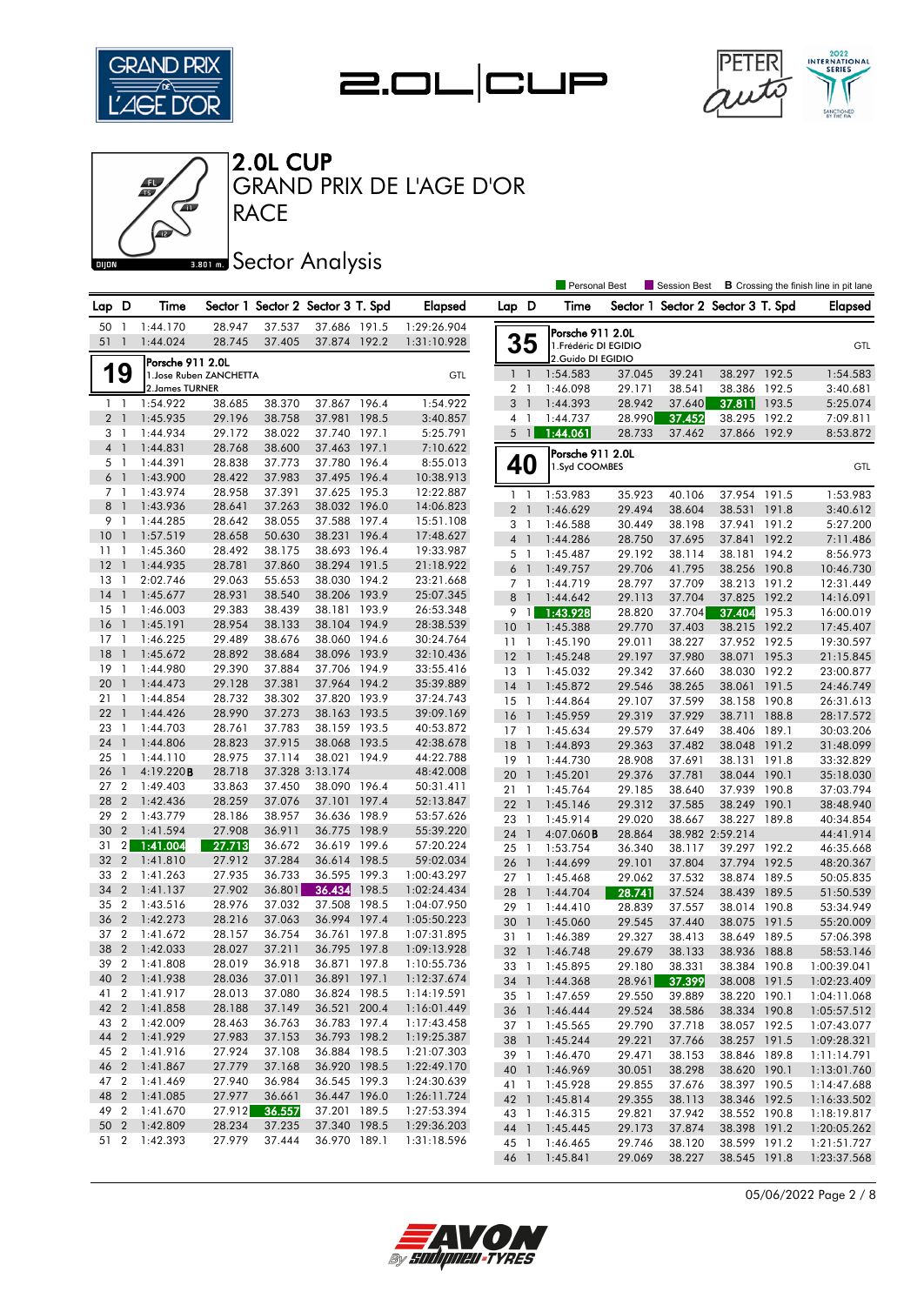# 2.0L CUP

## GRAND PRIX DE L'AGE D'OR

## RACE

### Sector Analysis

Personal Best | Session Best | **B** Crossing the finish line in pit lane

| Lap | D | Time | Sector 1 | Sector 2 | Sector 3 | T. Spd | Elapsed |
|---|---|---|---|---|---|---|---|
| 50 | 1 | 1:44.170 | 28.947 | 37.537 | 37.686 | 191.5 | 1:29:26.904 |
| 51 | 1 | 1:44.024 | 28.745 | 37.405 | 37.874 | 192.2 | 1:31:10.928 |

**19** Porsche 911 2.0L — GTL
1. Jose Ruben ZANCHETTA
2. James TURNER

| Lap | D | Time | Sector 1 | Sector 2 | Sector 3 | T. Spd | Elapsed |
|---|---|---|---|---|---|---|---|
| 1 | 1 | 1:54.922 | 38.685 | 38.370 | 37.867 | 196.4 | 1:54.922 |
| 2 | 1 | 1:45.935 | 29.196 | 38.758 | 37.981 | 198.5 | 3:40.857 |
| 3 | 1 | 1:44.934 | 29.172 | 38.022 | 37.740 | 197.1 | 5:25.791 |
| 4 | 1 | 1:44.831 | 28.768 | 38.600 | 37.463 | 197.1 | 7:10.622 |
| 5 | 1 | 1:44.391 | 28.838 | 37.773 | 37.780 | 196.4 | 8:55.013 |
| 6 | 1 | 1:43.900 | 28.422 | 37.983 | 37.495 | 196.4 | 10:38.913 |
| 7 | 1 | 1:43.974 | 28.958 | 37.391 | 37.625 | 195.3 | 12:22.887 |
| 8 | 1 | 1:43.936 | 28.641 | 37.263 | 38.032 | 196.0 | 14:06.823 |
| 9 | 1 | 1:44.285 | 28.642 | 38.055 | 37.588 | 197.4 | 15:51.108 |
| 10 | 1 | 1:57.519 | 28.658 | 50.630 | 38.231 | 196.4 | 17:48.627 |
| 11 | 1 | 1:45.360 | 28.492 | 38.175 | 38.693 | 196.4 | 19:33.987 |
| 12 | 1 | 1:44.935 | 28.781 | 37.860 | 38.294 | 191.5 | 21:18.922 |
| 13 | 1 | 2:02.746 | 29.063 | 55.653 | 38.030 | 194.2 | 23:21.668 |
| 14 | 1 | 1:45.677 | 28.931 | 38.540 | 38.206 | 193.9 | 25:07.345 |
| 15 | 1 | 1:46.003 | 29.383 | 38.439 | 38.181 | 193.9 | 26:53.348 |
| 16 | 1 | 1:45.191 | 28.954 | 38.133 | 38.104 | 194.9 | 28:38.539 |
| 17 | 1 | 1:46.225 | 29.489 | 38.676 | 38.060 | 194.6 | 30:24.764 |
| 18 | 1 | 1:45.672 | 28.892 | 38.684 | 38.096 | 193.9 | 32:10.436 |
| 19 | 1 | 1:44.980 | 29.390 | 37.884 | 37.706 | 194.9 | 33:55.416 |
| 20 | 1 | 1:44.473 | 29.128 | 37.381 | 37.964 | 194.2 | 35:39.889 |
| 21 | 1 | 1:44.854 | 28.732 | 38.302 | 37.820 | 193.9 | 37:24.743 |
| 22 | 1 | 1:44.426 | 28.990 | 37.273 | 38.163 | 193.5 | 39:09.169 |
| 23 | 1 | 1:44.703 | 28.761 | 37.783 | 38.159 | 193.5 | 40:53.872 |
| 24 | 1 | 1:44.806 | 28.823 | 37.915 | 38.068 | 193.5 | 42:38.678 |
| 25 | 1 | 1:44.110 | 28.975 | 37.114 | 38.021 | 194.9 | 44:22.788 |
| 26 | 1 | 4:19.220 B | 28.718 | 37.328 | 3:13.174 | | 48:42.008 |
| 27 | 2 | 1:49.403 | 33.863 | 37.450 | 38.090 | 196.4 | 50:31.411 |
| 28 | 2 | 1:42.436 | 28.259 | 37.076 | 37.101 | 197.4 | 52:13.847 |
| 29 | 2 | 1:43.779 | 28.186 | 38.957 | 36.636 | 198.9 | 53:57.626 |
| 30 | 2 | 1:41.594 | 27.908 | 36.911 | 36.775 | 198.9 | 55:39.220 |
| 31 | 2 | 1:41.004 | 27.713 | 36.672 | 36.619 | 199.6 | 57:20.224 |
| 32 | 2 | 1:41.810 | 27.912 | 37.284 | 36.614 | 198.5 | 59:02.034 |
| 33 | 2 | 1:41.263 | 27.935 | 36.733 | 36.595 | 199.3 | 1:00:43.297 |
| 34 | 2 | 1:41.137 | 27.902 | 36.801 | 36.434 | 198.5 | 1:02:24.434 |
| 35 | 2 | 1:43.516 | 28.976 | 37.032 | 37.508 | 198.5 | 1:04:07.950 |
| 36 | 2 | 1:42.273 | 28.216 | 37.063 | 36.994 | 197.4 | 1:05:50.223 |
| 37 | 2 | 1:41.672 | 28.157 | 36.754 | 36.761 | 197.8 | 1:07:31.895 |
| 38 | 2 | 1:42.033 | 28.027 | 37.211 | 36.795 | 197.8 | 1:09:13.928 |
| 39 | 2 | 1:41.808 | 28.019 | 36.918 | 36.871 | 197.8 | 1:10:55.736 |
| 40 | 2 | 1:41.938 | 28.036 | 37.011 | 36.891 | 197.1 | 1:12:37.674 |
| 41 | 2 | 1:41.917 | 28.013 | 37.080 | 36.824 | 198.5 | 1:14:19.591 |
| 42 | 2 | 1:41.858 | 28.188 | 37.149 | 36.521 | 200.4 | 1:16:01.449 |
| 43 | 2 | 1:42.009 | 28.463 | 36.763 | 36.783 | 197.4 | 1:17:43.458 |
| 44 | 2 | 1:41.929 | 27.983 | 37.153 | 36.793 | 198.2 | 1:19:25.387 |
| 45 | 2 | 1:41.916 | 27.924 | 37.108 | 36.884 | 198.5 | 1:21:07.303 |
| 46 | 2 | 1:41.867 | 27.779 | 37.168 | 36.920 | 198.5 | 1:22:49.170 |
| 47 | 2 | 1:41.469 | 27.940 | 36.984 | 36.545 | 199.3 | 1:24:30.639 |
| 48 | 2 | 1:41.085 | 27.977 | 36.661 | 36.447 | 196.0 | 1:26:11.724 |
| 49 | 2 | 1:41.670 | 27.912 | 36.557 | 37.201 | 189.5 | 1:27:53.394 |
| 50 | 2 | 1:42.809 | 28.234 | 37.235 | 37.340 | 198.5 | 1:29:36.203 |
| 51 | 2 | 1:42.393 | 27.979 | 37.444 | 36.970 | 189.1 | 1:31:18.596 |

**35** Porsche 911 2.0L — GTL
1. Frédéric DI EGIDIO
2. Guido DI EGIDIO

| Lap | D | Time | Sector 1 | Sector 2 | Sector 3 | T. Spd | Elapsed |
|---|---|---|---|---|---|---|---|
| 1 | 1 | 1:54.583 | 37.045 | 39.241 | 38.297 | 192.5 | 1:54.583 |
| 2 | 1 | 1:46.098 | 29.171 | 38.541 | 38.386 | 192.5 | 3:40.681 |
| 3 | 1 | 1:44.393 | 28.942 | 37.640 | 37.811 | 193.5 | 5:25.074 |
| 4 | 1 | 1:44.737 | 28.990 | 37.452 | 38.295 | 192.2 | 7:09.811 |
| 5 | 1 | 1:44.061 | 28.733 | 37.462 | 37.866 | 192.9 | 8:53.872 |

**40** Porsche 911 2.0L — GTL
1. Syd COOMBES

| Lap | D | Time | Sector 1 | Sector 2 | Sector 3 | T. Spd | Elapsed |
|---|---|---|---|---|---|---|---|
| 1 | 1 | 1:53.983 | 35.923 | 40.106 | 37.954 | 191.5 | 1:53.983 |
| 2 | 1 | 1:46.629 | 29.494 | 38.604 | 38.531 | 191.8 | 3:40.612 |
| 3 | 1 | 1:46.588 | 30.449 | 38.198 | 37.941 | 191.2 | 5:27.200 |
| 4 | 1 | 1:44.286 | 28.750 | 37.695 | 37.841 | 192.2 | 7:11.486 |
| 5 | 1 | 1:45.487 | 29.192 | 38.114 | 38.181 | 194.2 | 8:56.973 |
| 6 | 1 | 1:49.757 | 29.706 | 41.795 | 38.256 | 190.8 | 10:46.730 |
| 7 | 1 | 1:44.719 | 28.797 | 37.709 | 38.213 | 191.2 | 12:31.449 |
| 8 | 1 | 1:44.642 | 29.113 | 37.704 | 37.825 | 192.2 | 14:16.091 |
| 9 | 1 | 1:43.928 | 28.820 | 37.704 | 37.404 | 195.3 | 16:00.019 |
| 10 | 1 | 1:45.388 | 29.770 | 37.403 | 38.215 | 192.2 | 17:45.407 |
| 11 | 1 | 1:45.190 | 29.011 | 38.227 | 37.952 | 192.5 | 19:30.597 |
| 12 | 1 | 1:45.248 | 29.197 | 37.980 | 38.071 | 195.3 | 21:15.845 |
| 13 | 1 | 1:45.032 | 29.342 | 37.660 | 38.030 | 192.2 | 23:00.877 |
| 14 | 1 | 1:45.872 | 29.546 | 38.265 | 38.061 | 191.5 | 24:46.749 |
| 15 | 1 | 1:44.864 | 29.107 | 37.599 | 38.158 | 190.8 | 26:31.613 |
| 16 | 1 | 1:45.959 | 29.319 | 37.929 | 38.711 | 188.8 | 28:17.572 |
| 17 | 1 | 1:45.634 | 29.579 | 37.649 | 38.406 | 189.1 | 30:03.206 |
| 18 | 1 | 1:44.893 | 29.363 | 37.482 | 38.048 | 191.2 | 31:48.099 |
| 19 | 1 | 1:44.730 | 28.908 | 37.691 | 38.131 | 191.8 | 33:32.829 |
| 20 | 1 | 1:45.201 | 29.376 | 37.781 | 38.044 | 190.1 | 35:18.030 |
| 21 | 1 | 1:45.764 | 29.185 | 38.640 | 37.939 | 190.8 | 37:03.794 |
| 22 | 1 | 1:45.146 | 29.312 | 37.585 | 38.249 | 190.1 | 38:48.940 |
| 23 | 1 | 1:45.914 | 29.020 | 38.667 | 38.227 | 189.8 | 40:34.854 |
| 24 | 1 | 4:07.060 B | 28.864 | 38.982 | 2:59.214 | | 44:41.914 |
| 25 | 1 | 1:53.754 | 36.340 | 38.117 | 39.297 | 192.2 | 46:35.668 |
| 26 | 1 | 1:44.699 | 29.101 | 37.804 | 37.794 | 192.5 | 48:20.367 |
| 27 | 1 | 1:45.468 | 29.062 | 37.532 | 38.874 | 189.5 | 50:05.835 |
| 28 | 1 | 1:44.704 | 28.741 | 37.524 | 38.439 | 189.5 | 51:50.539 |
| 29 | 1 | 1:44.410 | 28.839 | 37.557 | 38.014 | 190.8 | 53:34.949 |
| 30 | 1 | 1:45.060 | 29.545 | 37.440 | 38.075 | 191.5 | 55:20.009 |
| 31 | 1 | 1:46.389 | 29.327 | 38.413 | 38.649 | 189.5 | 57:06.398 |
| 32 | 1 | 1:46.748 | 29.679 | 38.133 | 38.936 | 188.8 | 58:53.146 |
| 33 | 1 | 1:45.895 | 29.180 | 38.331 | 38.384 | 190.8 | 1:00:39.041 |
| 34 | 1 | 1:44.368 | 28.961 | 37.399 | 38.008 | 191.5 | 1:02:23.409 |
| 35 | 1 | 1:47.659 | 29.550 | 39.889 | 38.220 | 190.1 | 1:04:11.068 |
| 36 | 1 | 1:46.444 | 29.524 | 38.586 | 38.334 | 190.8 | 1:05:57.512 |
| 37 | 1 | 1:45.565 | 29.790 | 37.718 | 38.057 | 192.5 | 1:07:43.077 |
| 38 | 1 | 1:45.244 | 29.221 | 37.766 | 38.257 | 191.5 | 1:09:28.321 |
| 39 | 1 | 1:46.470 | 29.471 | 38.153 | 38.846 | 189.8 | 1:11:14.791 |
| 40 | 1 | 1:46.969 | 30.051 | 38.298 | 38.620 | 190.1 | 1:13:01.760 |
| 41 | 1 | 1:45.928 | 29.855 | 37.676 | 38.397 | 190.5 | 1:14:47.688 |
| 42 | 1 | 1:45.814 | 29.355 | 38.113 | 38.346 | 192.5 | 1:16:33.502 |
| 43 | 1 | 1:46.315 | 29.821 | 37.942 | 38.552 | 190.8 | 1:18:19.817 |
| 44 | 1 | 1:45.445 | 29.173 | 37.874 | 38.398 | 191.2 | 1:20:05.262 |
| 45 | 1 | 1:46.465 | 29.746 | 38.120 | 38.599 | 191.2 | 1:21:51.727 |
| 46 | 1 | 1:45.841 | 29.069 | 38.227 | 38.545 | 191.8 | 1:23:37.568 |

05/06/2022 Page 2 / 8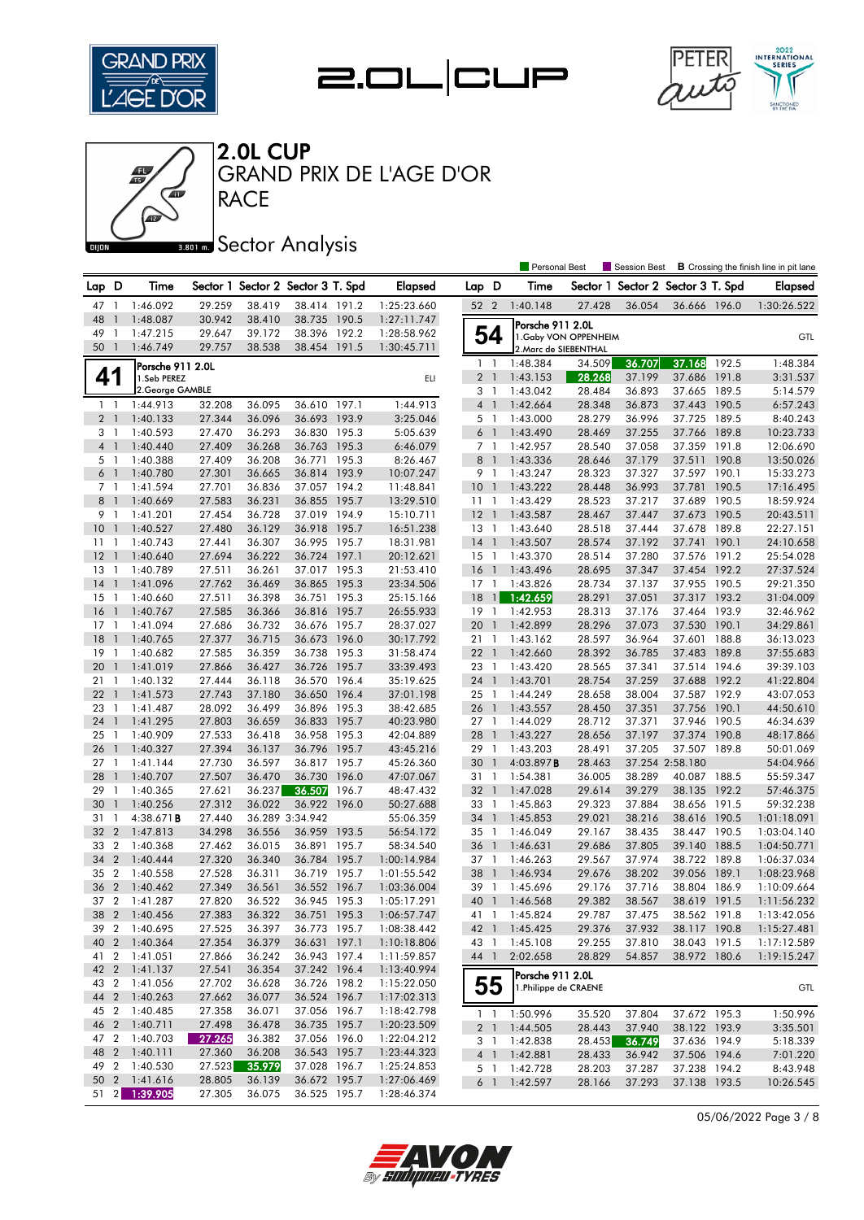# 2.0L CUP

## GRAND PRIX DE L'AGE D'OR

## RACE

## Sector Analysis

Personal Best | Session Best | **B** Crossing the finish line in pit lane

| Lap | D | Time | Sector 1 | Sector 2 | Sector 3 | T. Spd | Elapsed |
|---|---|---|---|---|---|---|---|
| 47 | 1 | 1:46.092 | 29.259 | 38.419 | 38.414 | 191.2 | 1:25:23.660 |
| 48 | 1 | 1:48.087 | 30.942 | 38.410 | 38.735 | 190.5 | 1:27:11.747 |
| 49 | 1 | 1:47.215 | 29.647 | 39.172 | 38.396 | 192.2 | 1:28:58.962 |
| 50 | 1 | 1:46.749 | 29.757 | 38.538 | 38.454 | 191.5 | 1:30:45.711 |

**41** Porsche 911 2.0L — 1.Seb PEREZ, 2.George GAMBLE — ELI

| Lap | D | Time | Sector 1 | Sector 2 | Sector 3 | T. Spd | Elapsed |
|---|---|---|---|---|---|---|---|
| 1 | 1 | 1:44.913 | 32.208 | 36.095 | 36.610 | 197.1 | 1:44.913 |
| 2 | 1 | 1:40.133 | 27.344 | 36.096 | 36.693 | 193.9 | 3:25.046 |
| 3 | 1 | 1:40.593 | 27.470 | 36.293 | 36.830 | 195.3 | 5:05.639 |
| 4 | 1 | 1:40.440 | 27.409 | 36.268 | 36.763 | 195.3 | 6:46.079 |
| 5 | 1 | 1:40.388 | 27.409 | 36.208 | 36.771 | 195.3 | 8:26.467 |
| 6 | 1 | 1:40.780 | 27.301 | 36.665 | 36.814 | 193.9 | 10:07.247 |
| 7 | 1 | 1:41.594 | 27.701 | 36.836 | 37.057 | 194.2 | 11:48.841 |
| 8 | 1 | 1:40.669 | 27.583 | 36.231 | 36.855 | 195.7 | 13:29.510 |
| 9 | 1 | 1:41.201 | 27.454 | 36.728 | 37.019 | 194.9 | 15:10.711 |
| 10 | 1 | 1:40.527 | 27.480 | 36.129 | 36.918 | 195.7 | 16:51.238 |
| 11 | 1 | 1:40.743 | 27.441 | 36.307 | 36.995 | 195.7 | 18:31.981 |
| 12 | 1 | 1:40.640 | 27.694 | 36.222 | 36.724 | 197.1 | 20:12.621 |
| 13 | 1 | 1:40.789 | 27.511 | 36.261 | 37.017 | 195.3 | 21:53.410 |
| 14 | 1 | 1:41.096 | 27.762 | 36.469 | 36.865 | 195.3 | 23:34.506 |
| 15 | 1 | 1:40.660 | 27.511 | 36.398 | 36.751 | 195.3 | 25:15.166 |
| 16 | 1 | 1:40.767 | 27.585 | 36.366 | 36.816 | 195.7 | 26:55.933 |
| 17 | 1 | 1:41.094 | 27.686 | 36.732 | 36.676 | 195.7 | 28:37.027 |
| 18 | 1 | 1:40.765 | 27.377 | 36.715 | 36.673 | 196.0 | 30:17.792 |
| 19 | 1 | 1:40.682 | 27.585 | 36.359 | 36.738 | 195.3 | 31:58.474 |
| 20 | 1 | 1:41.019 | 27.866 | 36.427 | 36.726 | 195.7 | 33:39.493 |
| 21 | 1 | 1:40.132 | 27.444 | 36.118 | 36.570 | 196.4 | 35:19.625 |
| 22 | 1 | 1:41.573 | 27.743 | 37.180 | 36.650 | 196.4 | 37:01.198 |
| 23 | 1 | 1:41.487 | 28.092 | 36.499 | 36.896 | 195.3 | 38:42.685 |
| 24 | 1 | 1:41.295 | 27.803 | 36.659 | 36.833 | 195.7 | 40:23.980 |
| 25 | 1 | 1:40.909 | 27.533 | 36.418 | 36.958 | 195.3 | 42:04.889 |
| 26 | 1 | 1:40.327 | 27.394 | 36.137 | 36.796 | 195.7 | 43:45.216 |
| 27 | 1 | 1:41.144 | 27.730 | 36.597 | 36.817 | 195.7 | 45:26.360 |
| 28 | 1 | 1:40.707 | 27.507 | 36.470 | 36.730 | 196.0 | 47:07.067 |
| 29 | 1 | 1:40.365 | 27.621 | 36.237 | 36.507 | 196.7 | 48:47.432 |
| 30 | 1 | 1:40.256 | 27.312 | 36.022 | 36.922 | 196.0 | 50:27.688 |
| 31 | 1 | 4:38.671 **B** | 27.440 | 36.289 | 3:34.942 | | 55:06.359 |
| 32 | 2 | 1:47.813 | 34.298 | 36.556 | 36.959 | 193.5 | 56:54.172 |
| 33 | 2 | 1:40.368 | 27.462 | 36.015 | 36.891 | 195.7 | 58:34.540 |
| 34 | 2 | 1:40.444 | 27.320 | 36.340 | 36.784 | 195.7 | 1:00:14.984 |
| 35 | 2 | 1:40.558 | 27.528 | 36.311 | 36.719 | 195.7 | 1:01:55.542 |
| 36 | 2 | 1:40.462 | 27.349 | 36.561 | 36.552 | 196.7 | 1:03:36.004 |
| 37 | 2 | 1:41.287 | 27.820 | 36.522 | 36.945 | 195.3 | 1:05:17.291 |
| 38 | 2 | 1:40.456 | 27.383 | 36.322 | 36.751 | 195.3 | 1:06:57.747 |
| 39 | 2 | 1:40.695 | 27.525 | 36.397 | 36.773 | 195.7 | 1:08:38.442 |
| 40 | 2 | 1:40.364 | 27.354 | 36.379 | 36.631 | 197.1 | 1:10:18.806 |
| 41 | 2 | 1:41.051 | 27.866 | 36.242 | 36.943 | 197.4 | 1:11:59.857 |
| 42 | 2 | 1:41.137 | 27.541 | 36.354 | 37.242 | 196.4 | 1:13:40.994 |
| 43 | 2 | 1:41.056 | 27.702 | 36.628 | 36.726 | 198.2 | 1:15:22.050 |
| 44 | 2 | 1:40.263 | 27.662 | 36.077 | 36.524 | 196.7 | 1:17:02.313 |
| 45 | 2 | 1:40.485 | 27.358 | 36.071 | 37.056 | 196.7 | 1:18:42.798 |
| 46 | 2 | 1:40.711 | 27.498 | 36.478 | 36.735 | 195.7 | 1:20:23.509 |
| 47 | 2 | 1:40.703 | 27.265 | 36.382 | 37.056 | 196.0 | 1:22:04.212 |
| 48 | 2 | 1:40.111 | 27.360 | 36.208 | 36.543 | 195.7 | 1:23:44.323 |
| 49 | 2 | 1:40.530 | 27.523 | 35.979 | 37.028 | 196.7 | 1:25:24.853 |
| 50 | 2 | 1:41.616 | 28.805 | 36.139 | 36.672 | 195.7 | 1:27:06.469 |
| 51 | 2 | 1:39.905 | 27.305 | 36.075 | 36.525 | 195.7 | 1:28:46.374 |
| 52 | 2 | 1:40.148 | 27.428 | 36.054 | 36.666 | 196.0 | 1:30:26.522 |

**54** Porsche 911 2.0L — 1.Gaby VON OPPENHEIM, 2.Marc de SIEBENTHAL — GTL

| Lap | D | Time | Sector 1 | Sector 2 | Sector 3 | T. Spd | Elapsed |
|---|---|---|---|---|---|---|---|
| 1 | 1 | 1:48.384 | 34.509 | 36.707 | 37.168 | 192.5 | 1:48.384 |
| 2 | 1 | 1:43.153 | 28.268 | 37.199 | 37.686 | 191.8 | 3:31.537 |
| 3 | 1 | 1:43.042 | 28.484 | 36.893 | 37.665 | 189.5 | 5:14.579 |
| 4 | 1 | 1:42.664 | 28.348 | 36.873 | 37.443 | 190.5 | 6:57.243 |
| 5 | 1 | 1:43.000 | 28.279 | 36.996 | 37.725 | 189.5 | 8:40.243 |
| 6 | 1 | 1:43.490 | 28.469 | 37.255 | 37.766 | 189.8 | 10:23.733 |
| 7 | 1 | 1:42.957 | 28.540 | 37.058 | 37.359 | 191.8 | 12:06.690 |
| 8 | 1 | 1:43.336 | 28.646 | 37.179 | 37.511 | 190.8 | 13:50.026 |
| 9 | 1 | 1:43.247 | 28.323 | 37.327 | 37.597 | 190.1 | 15:33.273 |
| 10 | 1 | 1:43.222 | 28.448 | 36.993 | 37.781 | 190.5 | 17:16.495 |
| 11 | 1 | 1:43.429 | 28.523 | 37.217 | 37.689 | 190.5 | 18:59.924 |
| 12 | 1 | 1:43.587 | 28.467 | 37.447 | 37.673 | 190.5 | 20:43.511 |
| 13 | 1 | 1:43.640 | 28.518 | 37.444 | 37.678 | 189.8 | 22:27.151 |
| 14 | 1 | 1:43.507 | 28.574 | 37.192 | 37.741 | 190.1 | 24:10.658 |
| 15 | 1 | 1:43.370 | 28.514 | 37.280 | 37.576 | 191.2 | 25:54.028 |
| 16 | 1 | 1:43.496 | 28.695 | 37.347 | 37.454 | 192.2 | 27:37.524 |
| 17 | 1 | 1:43.826 | 28.734 | 37.137 | 37.955 | 190.5 | 29:21.350 |
| 18 | 1 | 1:42.659 | 28.291 | 37.051 | 37.317 | 193.2 | 31:04.009 |
| 19 | 1 | 1:42.953 | 28.313 | 37.176 | 37.464 | 193.9 | 32:46.962 |
| 20 | 1 | 1:42.899 | 28.296 | 37.073 | 37.530 | 190.1 | 34:29.861 |
| 21 | 1 | 1:43.162 | 28.597 | 36.964 | 37.601 | 188.8 | 36:13.023 |
| 22 | 1 | 1:42.660 | 28.392 | 36.785 | 37.483 | 189.8 | 37:55.683 |
| 23 | 1 | 1:43.420 | 28.565 | 37.341 | 37.514 | 194.6 | 39:39.103 |
| 24 | 1 | 1:43.701 | 28.754 | 37.259 | 37.688 | 192.2 | 41:22.804 |
| 25 | 1 | 1:44.249 | 28.658 | 38.004 | 37.587 | 192.9 | 43:07.053 |
| 26 | 1 | 1:43.557 | 28.450 | 37.351 | 37.756 | 190.1 | 44:50.610 |
| 27 | 1 | 1:44.029 | 28.712 | 37.371 | 37.946 | 190.5 | 46:34.639 |
| 28 | 1 | 1:43.227 | 28.656 | 37.197 | 37.374 | 190.8 | 48:17.866 |
| 29 | 1 | 1:43.203 | 28.491 | 37.205 | 37.507 | 189.8 | 50:01.069 |
| 30 | 1 | 4:03.897 **B** | 28.463 | 37.254 | 2:58.180 | | 54:04.966 |
| 31 | 1 | 1:54.381 | 36.005 | 38.289 | 40.087 | 188.5 | 55:59.347 |
| 32 | 1 | 1:47.028 | 29.614 | 39.279 | 38.135 | 192.2 | 57:46.375 |
| 33 | 1 | 1:45.863 | 29.323 | 37.884 | 38.656 | 191.5 | 59:32.238 |
| 34 | 1 | 1:45.853 | 29.021 | 38.216 | 38.616 | 190.5 | 1:01:18.091 |
| 35 | 1 | 1:46.049 | 29.167 | 38.435 | 38.447 | 190.5 | 1:03:04.140 |
| 36 | 1 | 1:46.631 | 29.686 | 37.805 | 39.140 | 188.5 | 1:04:50.771 |
| 37 | 1 | 1:46.263 | 29.567 | 37.974 | 38.722 | 189.8 | 1:06:37.034 |
| 38 | 1 | 1:46.934 | 29.676 | 38.202 | 39.056 | 189.1 | 1:08:23.968 |
| 39 | 1 | 1:45.696 | 29.176 | 37.716 | 38.804 | 186.9 | 1:10:09.664 |
| 40 | 1 | 1:46.568 | 29.382 | 38.567 | 38.619 | 191.5 | 1:11:56.232 |
| 41 | 1 | 1:45.824 | 29.787 | 37.475 | 38.562 | 191.8 | 1:13:42.056 |
| 42 | 1 | 1:45.425 | 29.376 | 37.932 | 38.117 | 190.8 | 1:15:27.481 |
| 43 | 1 | 1:45.108 | 29.255 | 37.810 | 38.043 | 191.5 | 1:17:12.589 |
| 44 | 1 | 2:02.658 | 28.829 | 54.857 | 38.972 | 180.6 | 1:19:15.247 |

**55** Porsche 911 2.0L — 1.Philippe de CRAENE — GTL

| Lap | D | Time | Sector 1 | Sector 2 | Sector 3 | T. Spd | Elapsed |
|---|---|---|---|---|---|---|---|
| 1 | 1 | 1:50.996 | 35.520 | 37.804 | 37.672 | 195.3 | 1:50.996 |
| 2 | 1 | 1:44.505 | 28.443 | 37.940 | 38.122 | 193.9 | 3:35.501 |
| 3 | 1 | 1:42.838 | 28.453 | 36.749 | 37.636 | 194.9 | 5:18.339 |
| 4 | 1 | 1:42.881 | 28.433 | 36.942 | 37.506 | 194.6 | 7:01.220 |
| 5 | 1 | 1:42.728 | 28.203 | 37.287 | 37.238 | 194.2 | 8:43.948 |
| 6 | 1 | 1:42.597 | 28.166 | 37.293 | 37.138 | 193.5 | 10:26.545 |

05/06/2022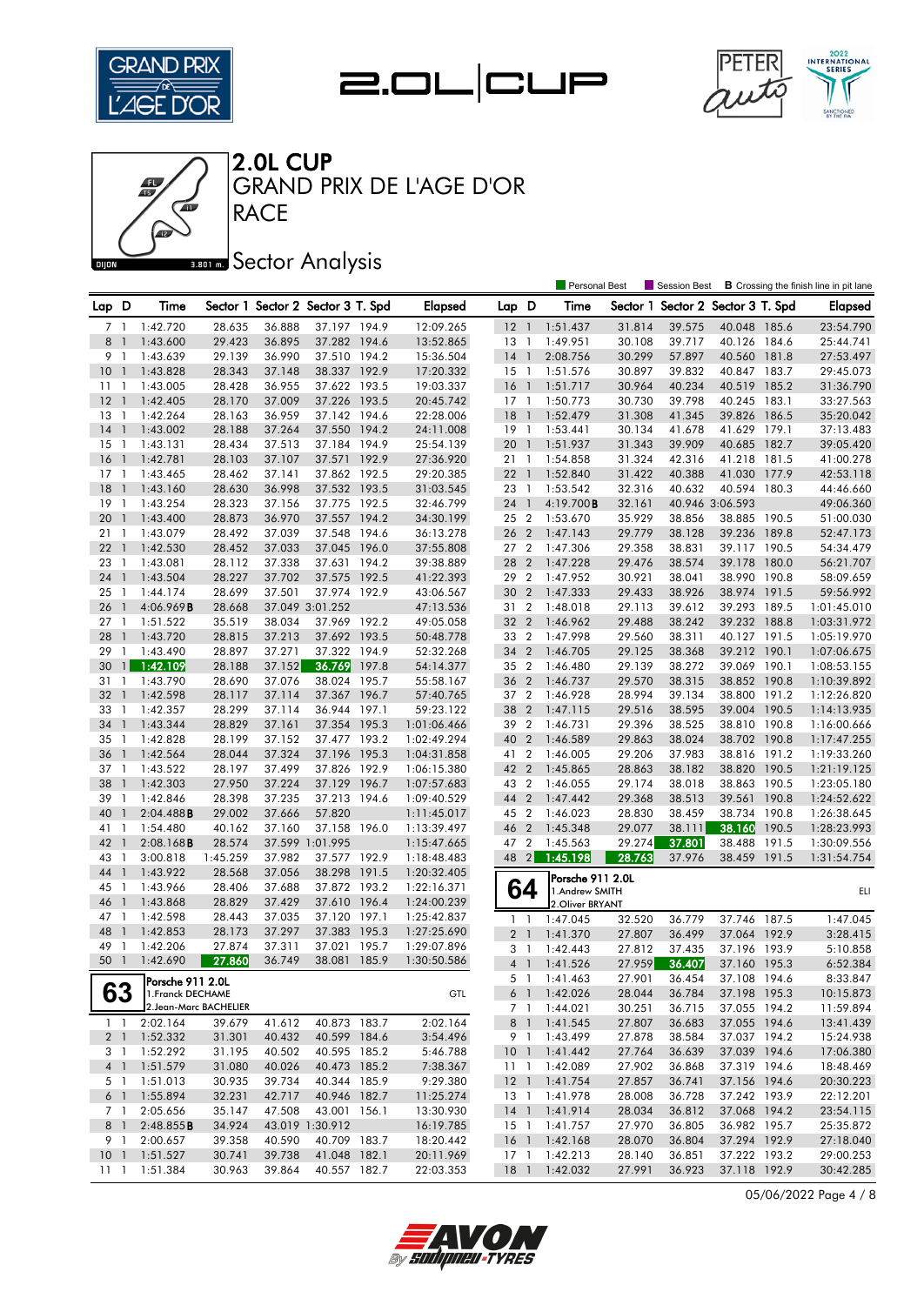# 2.0L CUP

## GRAND PRIX DE L'AGE D'OR

## RACE

## Sector Analysis

Personal Best | Session Best | **B** Crossing the finish line in pit lane

| Lap | D | Time | Sector 1 | Sector 2 | Sector 3 | T. Spd | Elapsed |
|---|---|---|---|---|---|---|---|
| 7 | 1 | 1:42.720 | 28.635 | 36.888 | 37.197 | 194.9 | 12:09.265 |
| 8 | 1 | 1:43.600 | 29.423 | 36.895 | 37.282 | 194.6 | 13:52.865 |
| 9 | 1 | 1:43.639 | 29.139 | 36.990 | 37.510 | 194.2 | 15:36.504 |
| 10 | 1 | 1:43.828 | 28.343 | 37.148 | 38.337 | 192.9 | 17:20.332 |
| 11 | 1 | 1:43.005 | 28.428 | 36.955 | 37.622 | 193.5 | 19:03.337 |
| 12 | 1 | 1:42.405 | 28.170 | 37.009 | 37.226 | 193.5 | 20:45.742 |
| 13 | 1 | 1:42.264 | 28.163 | 36.959 | 37.142 | 194.6 | 22:28.006 |
| 14 | 1 | 1:43.002 | 28.188 | 37.264 | 37.550 | 194.2 | 24:11.008 |
| 15 | 1 | 1:43.131 | 28.434 | 37.513 | 37.184 | 194.9 | 25:54.139 |
| 16 | 1 | 1:42.781 | 28.103 | 37.107 | 37.571 | 192.9 | 27:36.920 |
| 17 | 1 | 1:43.465 | 28.462 | 37.141 | 37.862 | 192.5 | 29:20.385 |
| 18 | 1 | 1:43.160 | 28.630 | 36.998 | 37.532 | 193.5 | 31:03.545 |
| 19 | 1 | 1:43.254 | 28.323 | 37.156 | 37.775 | 192.5 | 32:46.799 |
| 20 | 1 | 1:43.400 | 28.873 | 36.970 | 37.557 | 194.2 | 34:30.199 |
| 21 | 1 | 1:43.079 | 28.492 | 37.039 | 37.548 | 194.6 | 36:13.278 |
| 22 | 1 | 1:42.530 | 28.452 | 37.033 | 37.045 | 196.0 | 37:55.808 |
| 23 | 1 | 1:43.081 | 28.112 | 37.338 | 37.631 | 194.2 | 39:38.889 |
| 24 | 1 | 1:43.504 | 28.227 | 37.702 | 37.575 | 192.5 | 41:22.393 |
| 25 | 1 | 1:44.174 | 28.699 | 37.501 | 37.974 | 192.9 | 43:06.567 |
| 26 | 1 | 4:06.969 **B** | 28.668 | 37.049 | 3:01.252 | | 47:13.536 |
| 27 | 1 | 1:51.522 | 35.519 | 38.034 | 37.969 | 192.2 | 49:05.058 |
| 28 | 1 | 1:43.720 | 28.815 | 37.213 | 37.692 | 193.5 | 50:48.778 |
| 29 | 1 | 1:43.490 | 28.897 | 37.271 | 37.322 | 194.9 | 52:32.268 |
| 30 | 1 | 1:42.109 | 28.188 | 37.152 | 36.769 | 197.8 | 54:14.377 |
| 31 | 1 | 1:43.790 | 28.690 | 37.076 | 38.024 | 195.7 | 55:58.167 |
| 32 | 1 | 1:42.598 | 28.117 | 37.114 | 37.367 | 196.7 | 57:40.765 |
| 33 | 1 | 1:42.357 | 28.299 | 37.114 | 36.944 | 197.1 | 59:23.122 |
| 34 | 1 | 1:43.344 | 28.829 | 37.161 | 37.354 | 195.3 | 1:01:06.466 |
| 35 | 1 | 1:42.828 | 28.199 | 37.152 | 37.477 | 193.2 | 1:02:49.294 |
| 36 | 1 | 1:42.564 | 28.044 | 37.324 | 37.196 | 195.3 | 1:04:31.858 |
| 37 | 1 | 1:43.522 | 28.197 | 37.499 | 37.826 | 192.9 | 1:06:15.380 |
| 38 | 1 | 1:42.303 | 27.950 | 37.224 | 37.129 | 196.7 | 1:07:57.683 |
| 39 | 1 | 1:42.846 | 28.398 | 37.235 | 37.213 | 194.6 | 1:09:40.529 |
| 40 | 1 | 2:04.488 **B** | 29.002 | 37.666 | 57.820 | | 1:11:45.017 |
| 41 | 1 | 1:54.480 | 40.162 | 37.160 | 37.158 | 196.0 | 1:13:39.497 |
| 42 | 1 | 2:08.168 **B** | 28.574 | 37.599 | 1:01.995 | | 1:15:47.665 |
| 43 | 1 | 3:00.818 | 1:45.259 | 37.982 | 37.577 | 192.9 | 1:18:48.483 |
| 44 | 1 | 1:43.922 | 28.568 | 37.056 | 38.298 | 191.5 | 1:20:32.405 |
| 45 | 1 | 1:43.966 | 28.406 | 37.688 | 37.872 | 193.2 | 1:22:16.371 |
| 46 | 1 | 1:43.868 | 28.829 | 37.429 | 37.610 | 196.4 | 1:24:00.239 |
| 47 | 1 | 1:42.598 | 28.443 | 37.035 | 37.120 | 197.1 | 1:25:42.837 |
| 48 | 1 | 1:42.853 | 28.173 | 37.297 | 37.383 | 195.3 | 1:27:25.690 |
| 49 | 1 | 1:42.206 | 27.874 | 37.311 | 37.021 | 195.7 | 1:29:07.896 |
| 50 | 1 | 1:42.690 | 27.860 | 36.749 | 38.081 | 185.9 | 1:30:50.586 |

**63** — Porsche 911 2.0L — 1.Franck DECHAME / 2.Jean-Marc BACHELIER — GTL

| Lap | D | Time | Sector 1 | Sector 2 | Sector 3 | T. Spd | Elapsed |
|---|---|---|---|---|---|---|---|
| 1 | 1 | 2:02.164 | 39.679 | 41.612 | 40.873 | 183.7 | 2:02.164 |
| 2 | 1 | 1:52.332 | 31.301 | 40.432 | 40.599 | 184.6 | 3:54.496 |
| 3 | 1 | 1:52.292 | 31.195 | 40.502 | 40.595 | 185.2 | 5:46.788 |
| 4 | 1 | 1:51.579 | 31.080 | 40.026 | 40.473 | 185.2 | 7:38.367 |
| 5 | 1 | 1:51.013 | 30.935 | 39.734 | 40.344 | 185.9 | 9:29.380 |
| 6 | 1 | 1:55.894 | 32.231 | 42.717 | 40.946 | 182.7 | 11:25.274 |
| 7 | 1 | 2:05.656 | 35.147 | 47.508 | 43.001 | 156.1 | 13:30.930 |
| 8 | 1 | 2:48.855 **B** | 34.924 | 43.019 | 1:30.912 | | 16:19.785 |
| 9 | 1 | 2:00.657 | 39.358 | 40.590 | 40.709 | 183.7 | 18:20.442 |
| 10 | 1 | 1:51.527 | 30.741 | 39.738 | 41.048 | 182.1 | 20:11.969 |
| 11 | 1 | 1:51.384 | 30.963 | 39.864 | 40.557 | 182.7 | 22:03.353 |
| 12 | 1 | 1:51.437 | 31.814 | 39.575 | 40.048 | 185.6 | 23:54.790 |
| 13 | 1 | 1:49.951 | 30.108 | 39.717 | 40.126 | 184.6 | 25:44.741 |
| 14 | 1 | 2:08.756 | 30.299 | 57.897 | 40.560 | 181.8 | 27:53.497 |
| 15 | 1 | 1:51.576 | 30.897 | 39.832 | 40.847 | 183.7 | 29:45.073 |
| 16 | 1 | 1:51.717 | 30.964 | 40.234 | 40.519 | 185.2 | 31:36.790 |
| 17 | 1 | 1:50.773 | 30.730 | 39.798 | 40.245 | 183.1 | 33:27.563 |
| 18 | 1 | 1:52.479 | 31.308 | 41.345 | 39.826 | 186.5 | 35:20.042 |
| 19 | 1 | 1:53.441 | 30.134 | 41.678 | 41.629 | 179.1 | 37:13.483 |
| 20 | 1 | 1:51.937 | 31.343 | 39.909 | 40.685 | 182.7 | 39:05.420 |
| 21 | 1 | 1:54.858 | 31.324 | 42.316 | 41.218 | 181.5 | 41:00.278 |
| 22 | 1 | 1:52.840 | 31.422 | 40.388 | 41.030 | 177.9 | 42:53.118 |
| 23 | 1 | 1:53.542 | 32.316 | 40.632 | 40.594 | 180.3 | 44:46.660 |
| 24 | 1 | 4:19.700 **B** | 32.161 | 40.946 | 3:06.593 | | 49:06.360 |
| 25 | 2 | 1:53.670 | 35.929 | 38.856 | 38.885 | 190.5 | 51:00.030 |
| 26 | 2 | 1:47.143 | 29.779 | 38.128 | 39.236 | 189.8 | 52:47.173 |
| 27 | 2 | 1:47.306 | 29.358 | 38.831 | 39.117 | 190.5 | 54:34.479 |
| 28 | 2 | 1:47.228 | 29.476 | 38.574 | 39.178 | 180.0 | 56:21.707 |
| 29 | 2 | 1:47.952 | 30.921 | 38.041 | 38.990 | 190.8 | 58:09.659 |
| 30 | 2 | 1:47.333 | 29.433 | 38.926 | 38.974 | 191.5 | 59:56.992 |
| 31 | 2 | 1:48.018 | 29.113 | 39.612 | 39.293 | 189.5 | 1:01:45.010 |
| 32 | 2 | 1:46.962 | 29.488 | 38.242 | 39.232 | 188.8 | 1:03:31.972 |
| 33 | 2 | 1:47.998 | 29.560 | 38.311 | 40.127 | 191.5 | 1:05:19.970 |
| 34 | 2 | 1:46.705 | 29.125 | 38.368 | 39.212 | 190.1 | 1:07:06.675 |
| 35 | 2 | 1:46.480 | 29.139 | 38.272 | 39.069 | 190.1 | 1:08:53.155 |
| 36 | 2 | 1:46.737 | 29.570 | 38.315 | 38.852 | 190.8 | 1:10:39.892 |
| 37 | 2 | 1:46.928 | 28.994 | 39.134 | 38.800 | 191.2 | 1:12:26.820 |
| 38 | 2 | 1:47.115 | 29.516 | 38.595 | 39.004 | 190.5 | 1:14:13.935 |
| 39 | 2 | 1:46.731 | 29.396 | 38.525 | 38.810 | 190.8 | 1:16:00.666 |
| 40 | 2 | 1:46.589 | 29.863 | 38.024 | 38.702 | 190.8 | 1:17:47.255 |
| 41 | 2 | 1:46.005 | 29.206 | 37.983 | 38.816 | 191.2 | 1:19:33.260 |
| 42 | 2 | 1:45.865 | 28.863 | 38.182 | 38.820 | 190.5 | 1:21:19.125 |
| 43 | 2 | 1:46.055 | 29.174 | 38.018 | 38.863 | 190.5 | 1:23:05.180 |
| 44 | 2 | 1:47.442 | 29.368 | 38.513 | 39.561 | 190.8 | 1:24:52.622 |
| 45 | 2 | 1:46.023 | 28.830 | 38.459 | 38.734 | 190.8 | 1:26:38.645 |
| 46 | 2 | 1:45.348 | 29.077 | 38.111 | 38.160 | 190.5 | 1:28:23.993 |
| 47 | 2 | 1:45.563 | 29.274 | 37.801 | 38.488 | 191.5 | 1:30:09.556 |
| 48 | 2 | 1:45.198 | 28.763 | 37.976 | 38.459 | 191.5 | 1:31:54.754 |

**64** — Porsche 911 2.0L — 1.Andrew SMITH / 2.Oliver BRYANT — ELI

| Lap | D | Time | Sector 1 | Sector 2 | Sector 3 | T. Spd | Elapsed |
|---|---|---|---|---|---|---|---|
| 1 | 1 | 1:47.045 | 32.520 | 36.779 | 37.746 | 187.5 | 1:47.045 |
| 2 | 1 | 1:41.370 | 27.807 | 36.499 | 37.064 | 192.9 | 3:28.415 |
| 3 | 1 | 1:42.443 | 27.812 | 37.435 | 37.196 | 193.9 | 5:10.858 |
| 4 | 1 | 1:41.526 | 27.959 | 36.407 | 37.160 | 195.3 | 6:52.384 |
| 5 | 1 | 1:41.463 | 27.901 | 36.454 | 37.108 | 194.6 | 8:33.847 |
| 6 | 1 | 1:42.026 | 28.044 | 36.784 | 37.198 | 195.3 | 10:15.873 |
| 7 | 1 | 1:44.021 | 30.251 | 36.715 | 37.055 | 194.2 | 11:59.894 |
| 8 | 1 | 1:41.545 | 27.807 | 36.683 | 37.055 | 194.6 | 13:41.439 |
| 9 | 1 | 1:43.499 | 27.878 | 38.584 | 37.037 | 194.2 | 15:24.938 |
| 10 | 1 | 1:41.442 | 27.764 | 36.639 | 37.039 | 194.6 | 17:06.380 |
| 11 | 1 | 1:42.089 | 27.902 | 36.868 | 37.319 | 194.6 | 18:48.469 |
| 12 | 1 | 1:41.754 | 27.857 | 36.741 | 37.156 | 194.6 | 20:30.223 |
| 13 | 1 | 1:41.978 | 28.008 | 36.728 | 37.242 | 193.9 | 22:12.201 |
| 14 | 1 | 1:41.914 | 28.034 | 36.812 | 37.068 | 194.2 | 23:54.115 |
| 15 | 1 | 1:41.757 | 27.970 | 36.805 | 36.982 | 195.7 | 25:35.872 |
| 16 | 1 | 1:42.168 | 28.070 | 36.804 | 37.294 | 192.9 | 27:18.040 |
| 17 | 1 | 1:42.213 | 28.140 | 36.851 | 37.222 | 193.2 | 29:00.253 |
| 18 | 1 | 1:42.032 | 27.991 | 36.923 | 37.118 | 192.9 | 30:42.285 |

05/06/2022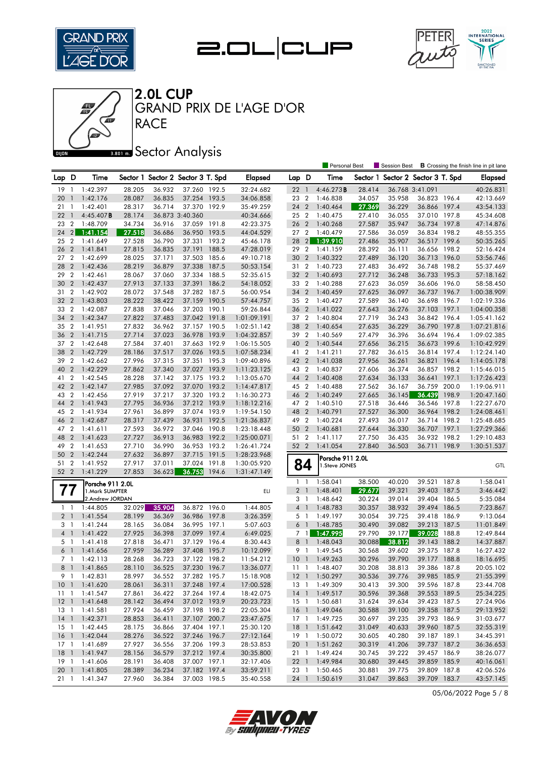# 2.0L CUP

GRAND PRIX DE L'AGE D'OR

RACE

## Sector Analysis

Personal Best | Session Best | **B** Crossing the finish line in pit lane

| Lap | D | Time | Sector 1 | Sector 2 | Sector 3 | T. Spd | Elapsed |
|---|---|---|---|---|---|---|---|
| 19 | 1 | 1:42.397 | 28.205 | 36.932 | 37.260 | 192.5 | 32:24.682 |
| 20 | 1 | 1:42.176 | 28.087 | 36.835 | 37.254 | 193.5 | 34:06.858 |
| 21 | 1 | 1:42.401 | 28.317 | 36.714 | 37.370 | 192.9 | 35:49.259 |
| 22 | 1 | 4:45.407 **B** | 28.174 | 36.873 | 3:40.360 | | 40:34.666 |
| 23 | 2 | 1:48.709 | 34.734 | 36.916 | 37.059 | 191.8 | 42:23.375 |
| 24 | 2 | 1:41.154 | 27.518 | 36.686 | 36.950 | 193.5 | 44:04.529 |
| 25 | 2 | 1:41.649 | 27.528 | 36.790 | 37.331 | 193.2 | 45:46.178 |
| 26 | 2 | 1:41.841 | 27.815 | 36.835 | 37.191 | 188.5 | 47:28.019 |
| 27 | 2 | 1:42.699 | 28.025 | 37.171 | 37.503 | 185.6 | 49:10.718 |
| 28 | 2 | 1:42.436 | 28.219 | 36.879 | 37.338 | 187.5 | 50:53.154 |
| 29 | 2 | 1:42.461 | 28.067 | 37.060 | 37.334 | 188.5 | 52:35.615 |
| 30 | 2 | 1:42.437 | 27.913 | 37.133 | 37.391 | 186.2 | 54:18.052 |
| 31 | 2 | 1:42.902 | 28.072 | 37.548 | 37.282 | 187.5 | 56:00.954 |
| 32 | 2 | 1:43.803 | 28.222 | 38.422 | 37.159 | 190.5 | 57:44.757 |
| 33 | 2 | 1:42.087 | 27.838 | 37.046 | 37.203 | 190.1 | 59:26.844 |
| 34 | 2 | 1:42.347 | 27.822 | 37.483 | 37.042 | 191.8 | 1:01:09.191 |
| 35 | 2 | 1:41.951 | 27.832 | 36.962 | 37.157 | 190.5 | 1:02:51.142 |
| 36 | 2 | 1:41.715 | 27.714 | 37.023 | 36.978 | 193.9 | 1:04:32.857 |
| 37 | 2 | 1:42.648 | 27.584 | 37.401 | 37.663 | 192.9 | 1:06:15.505 |
| 38 | 2 | 1:42.729 | 28.186 | 37.517 | 37.026 | 193.5 | 1:07:58.234 |
| 39 | 2 | 1:42.662 | 27.996 | 37.315 | 37.351 | 195.3 | 1:09:40.896 |
| 40 | 2 | 1:42.229 | 27.862 | 37.340 | 37.027 | 193.9 | 1:11:23.125 |
| 41 | 2 | 1:42.545 | 28.228 | 37.142 | 37.175 | 193.2 | 1:13:05.670 |
| 42 | 2 | 1:42.147 | 27.985 | 37.092 | 37.070 | 193.2 | 1:14:47.817 |
| 43 | 2 | 1:42.456 | 27.919 | 37.217 | 37.320 | 193.2 | 1:16:30.273 |
| 44 | 2 | 1:41.943 | 27.795 | 36.936 | 37.212 | 193.9 | 1:18:12.216 |
| 45 | 2 | 1:41.934 | 27.961 | 36.899 | 37.074 | 193.9 | 1:19:54.150 |
| 46 | 2 | 1:42.687 | 28.317 | 37.439 | 36.931 | 192.5 | 1:21:36.837 |
| 47 | 2 | 1:41.611 | 27.593 | 36.972 | 37.046 | 190.8 | 1:23:18.448 |
| 48 | 2 | 1:41.623 | 27.727 | 36.913 | 36.983 | 192.2 | 1:25:00.071 |
| 49 | 2 | 1:41.653 | 27.710 | 36.990 | 36.953 | 193.2 | 1:26:41.724 |
| 50 | 2 | 1:42.244 | 27.632 | 36.897 | 37.715 | 191.5 | 1:28:23.968 |
| 51 | 2 | 1:41.952 | 27.917 | 37.011 | 37.024 | 191.8 | 1:30:05.920 |
| 52 | 2 | 1:41.229 | 27.853 | 36.623 | 36.753 | 194.6 | 1:31:47.149 |

### 77 — Porsche 911 2.0L — ELI
1. Mark SUMPTER
2. Andrew JORDAN

| Lap | D | Time | Sector 1 | Sector 2 | Sector 3 | T. Spd | Elapsed |
|---|---|---|---|---|---|---|---|
| 1 | 1 | 1:44.805 | 32.029 | 35.904 | 36.872 | 196.0 | 1:44.805 |
| 2 | 1 | 1:41.554 | 28.199 | 36.369 | 36.986 | 197.8 | 3:26.359 |
| 3 | 1 | 1:41.244 | 28.165 | 36.084 | 36.995 | 197.1 | 5:07.603 |
| 4 | 1 | 1:41.422 | 27.925 | 36.398 | 37.099 | 197.4 | 6:49.025 |
| 5 | 1 | 1:41.418 | 27.818 | 36.471 | 37.129 | 196.4 | 8:30.443 |
| 6 | 1 | 1:41.656 | 27.959 | 36.289 | 37.408 | 195.7 | 10:12.099 |
| 7 | 1 | 1:42.113 | 28.268 | 36.723 | 37.122 | 198.2 | 11:54.212 |
| 8 | 1 | 1:41.865 | 28.110 | 36.525 | 37.230 | 196.7 | 13:36.077 |
| 9 | 1 | 1:42.831 | 28.997 | 36.552 | 37.282 | 195.7 | 15:18.908 |
| 10 | 1 | 1:41.620 | 28.061 | 36.311 | 37.248 | 197.4 | 17:00.528 |
| 11 | 1 | 1:41.547 | 27.861 | 36.422 | 37.264 | 197.4 | 18:42.075 |
| 12 | 1 | 1:41.648 | 28.142 | 36.494 | 37.012 | 193.9 | 20:23.723 |
| 13 | 1 | 1:41.581 | 27.924 | 36.459 | 37.198 | 198.2 | 22:05.304 |
| 14 | 1 | 1:42.371 | 28.853 | 36.411 | 37.107 | 200.7 | 23:47.675 |
| 15 | 1 | 1:42.445 | 28.175 | 36.866 | 37.404 | 197.1 | 25:30.120 |
| 16 | 1 | 1:42.044 | 28.276 | 36.522 | 37.246 | 196.7 | 27:12.164 |
| 17 | 1 | 1:41.689 | 27.927 | 36.556 | 37.206 | 199.3 | 28:53.853 |
| 18 | 1 | 1:41.947 | 28.156 | 36.579 | 37.212 | 197.4 | 30:35.800 |
| 19 | 1 | 1:41.606 | 28.191 | 36.408 | 37.007 | 197.1 | 32:17.406 |
| 20 | 1 | 1:41.805 | 28.389 | 36.234 | 37.182 | 197.4 | 33:59.211 |
| 21 | 1 | 1:41.347 | 27.960 | 36.384 | 37.003 | 198.5 | 35:40.558 |
| 22 | 1 | 4:46.273 **B** | 28.414 | 36.768 | 3:41.091 | | 40:26.831 |
| 23 | 2 | 1:46.838 | 34.057 | 35.958 | 36.823 | 196.4 | 42:13.669 |
| 24 | 2 | 1:40.464 | 27.369 | 36.229 | 36.866 | 197.4 | 43:54.133 |
| 25 | 2 | 1:40.475 | 27.410 | 36.055 | 37.010 | 197.8 | 45:34.608 |
| 26 | 2 | 1:40.268 | 27.587 | 35.947 | 36.734 | 197.8 | 47:14.876 |
| 27 | 2 | 1:40.479 | 27.586 | 36.059 | 36.834 | 198.2 | 48:55.355 |
| 28 | 2 | 1:39.910 | 27.486 | 35.907 | 36.517 | 199.6 | 50:35.265 |
| 29 | 2 | 1:41.159 | 28.392 | 36.111 | 36.656 | 198.2 | 52:16.424 |
| 30 | 2 | 1:40.322 | 27.489 | 36.120 | 36.713 | 196.0 | 53:56.746 |
| 31 | 2 | 1:40.723 | 27.483 | 36.492 | 36.748 | 198.2 | 55:37.469 |
| 32 | 2 | 1:40.693 | 27.712 | 36.248 | 36.733 | 195.3 | 57:18.162 |
| 33 | 2 | 1:40.288 | 27.623 | 36.059 | 36.606 | 196.0 | 58:58.450 |
| 34 | 2 | 1:40.459 | 27.625 | 36.097 | 36.737 | 196.7 | 1:00:38.909 |
| 35 | 2 | 1:40.427 | 27.589 | 36.140 | 36.698 | 196.7 | 1:02:19.336 |
| 36 | 2 | 1:41.022 | 27.643 | 36.276 | 37.103 | 197.1 | 1:04:00.358 |
| 37 | 2 | 1:40.804 | 27.719 | 36.243 | 36.842 | 196.4 | 1:05:41.162 |
| 38 | 2 | 1:40.654 | 27.635 | 36.229 | 36.790 | 197.8 | 1:07:21.816 |
| 39 | 2 | 1:40.569 | 27.479 | 36.396 | 36.694 | 196.4 | 1:09:02.385 |
| 40 | 2 | 1:40.544 | 27.656 | 36.215 | 36.673 | 199.6 | 1:10:42.929 |
| 41 | 2 | 1:41.211 | 27.782 | 36.615 | 36.814 | 197.4 | 1:12:24.140 |
| 42 | 2 | 1:41.038 | 27.956 | 36.261 | 36.821 | 196.4 | 1:14:05.178 |
| 43 | 2 | 1:40.837 | 27.606 | 36.374 | 36.857 | 198.2 | 1:15:46.015 |
| 44 | 2 | 1:40.408 | 27.634 | 36.133 | 36.641 | 197.1 | 1:17:26.423 |
| 45 | 2 | 1:40.488 | 27.562 | 36.167 | 36.759 | 200.0 | 1:19:06.911 |
| 46 | 2 | 1:40.249 | 27.665 | 36.145 | 36.439 | 198.9 | 1:20:47.160 |
| 47 | 2 | 1:40.510 | 27.518 | 36.446 | 36.546 | 197.8 | 1:22:27.670 |
| 48 | 2 | 1:40.791 | 27.527 | 36.300 | 36.964 | 198.2 | 1:24:08.461 |
| 49 | 2 | 1:40.224 | 27.493 | 36.017 | 36.714 | 198.2 | 1:25:48.685 |
| 50 | 2 | 1:40.681 | 27.644 | 36.330 | 36.707 | 197.1 | 1:27:29.366 |
| 51 | 2 | 1:41.117 | 27.750 | 36.435 | 36.932 | 198.2 | 1:29:10.483 |
| 52 | 2 | 1:41.054 | 27.840 | 36.503 | 36.711 | 198.9 | 1:30:51.537 |

### 84 — Porsche 911 2.0L — GTL
1. Steve JONES

| Lap | D | Time | Sector 1 | Sector 2 | Sector 3 | T. Spd | Elapsed |
|---|---|---|---|---|---|---|---|
| 1 | 1 | 1:58.041 | 38.500 | 40.020 | 39.521 | 187.8 | 1:58.041 |
| 2 | 1 | 1:48.401 | 29.677 | 39.321 | 39.403 | 187.5 | 3:46.442 |
| 3 | 1 | 1:48.642 | 30.224 | 39.014 | 39.404 | 186.5 | 5:35.084 |
| 4 | 1 | 1:48.783 | 30.357 | 38.932 | 39.494 | 186.5 | 7:23.867 |
| 5 | 1 | 1:49.197 | 30.054 | 39.725 | 39.418 | 186.9 | 9:13.064 |
| 6 | 1 | 1:48.785 | 30.490 | 39.082 | 39.213 | 187.5 | 11:01.849 |
| 7 | 1 | 1:47.995 | 29.790 | 39.177 | 39.028 | 188.8 | 12:49.844 |
| 8 | 1 | 1:48.043 | 30.088 | 38.812 | 39.143 | 188.2 | 14:37.887 |
| 9 | 1 | 1:49.545 | 30.568 | 39.602 | 39.375 | 187.8 | 16:27.432 |
| 10 | 1 | 1:49.263 | 30.296 | 39.790 | 39.177 | 188.8 | 18:16.695 |
| 11 | 1 | 1:48.407 | 30.208 | 38.813 | 39.386 | 187.8 | 20:05.102 |
| 12 | 1 | 1:50.297 | 30.536 | 39.776 | 39.985 | 185.9 | 21:55.399 |
| 13 | 1 | 1:49.309 | 30.413 | 39.300 | 39.596 | 187.8 | 23:44.708 |
| 14 | 1 | 1:49.517 | 30.596 | 39.368 | 39.553 | 189.5 | 25:34.225 |
| 15 | 1 | 1:50.681 | 31.624 | 39.634 | 39.423 | 187.5 | 27:24.906 |
| 16 | 1 | 1:49.046 | 30.588 | 39.100 | 39.358 | 187.5 | 29:13.952 |
| 17 | 1 | 1:49.725 | 30.697 | 39.235 | 39.793 | 186.9 | 31:03.677 |
| 18 | 1 | 1:51.642 | 31.049 | 40.633 | 39.960 | 187.5 | 32:55.319 |
| 19 | 1 | 1:50.072 | 30.605 | 40.280 | 39.187 | 189.1 | 34:45.391 |
| 20 | 1 | 1:51.262 | 30.319 | 41.206 | 39.737 | 187.2 | 36:36.653 |
| 21 | 1 | 1:49.424 | 30.745 | 39.222 | 39.457 | 186.9 | 38:26.077 |
| 22 | 1 | 1:49.984 | 30.680 | 39.445 | 39.859 | 185.9 | 40:16.061 |
| 23 | 1 | 1:50.465 | 30.881 | 39.775 | 39.809 | 187.8 | 42:06.526 |
| 24 | 1 | 1:50.619 | 31.047 | 39.863 | 39.709 | 183.7 | 43:57.145 |

05/06/2022 Page 5 / 8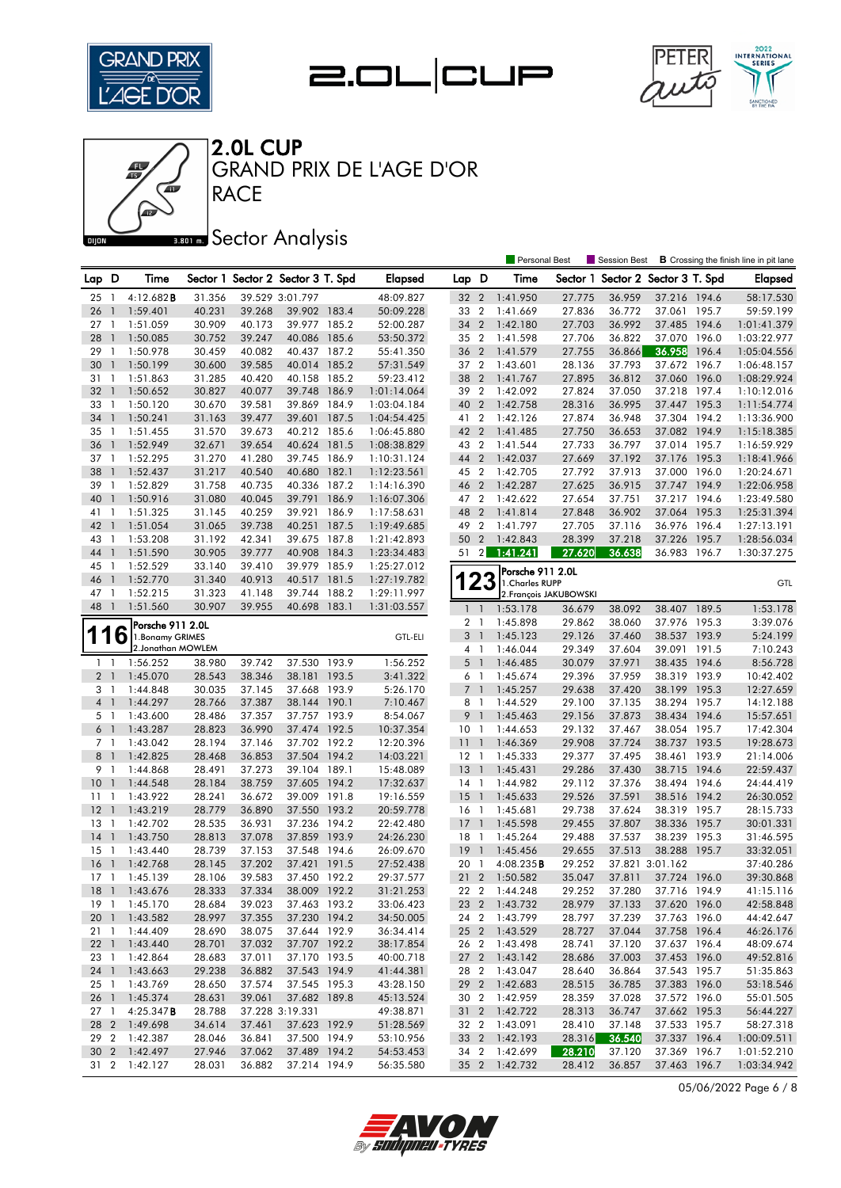# 2.0L CUP

## GRAND PRIX DE L'AGE D'OR

## RACE

### Sector Analysis

Personal Best | Session Best | **B** Crossing the finish line in pit lane

| Lap | D | Time | Sector 1 | Sector 2 | Sector 3 | T. Spd | Elapsed |
|---|---|---|---|---|---|---|---|
| 25 | 1 | 4:12.682**B** | 31.356 | 39.529 | 3:01.797 | | 48:09.827 |
| 26 | 1 | 1:59.401 | 40.231 | 39.268 | 39.902 | 183.4 | 50:09.228 |
| 27 | 1 | 1:51.059 | 30.909 | 40.173 | 39.977 | 185.2 | 52:00.287 |
| 28 | 1 | 1:50.085 | 30.752 | 39.247 | 40.086 | 185.6 | 53:50.372 |
| 29 | 1 | 1:50.978 | 30.459 | 40.082 | 40.437 | 187.2 | 55:41.350 |
| 30 | 1 | 1:50.199 | 30.600 | 39.585 | 40.014 | 185.2 | 57:31.549 |
| 31 | 1 | 1:51.863 | 31.285 | 40.420 | 40.158 | 185.2 | 59:23.412 |
| 32 | 1 | 1:50.652 | 30.827 | 40.077 | 39.748 | 186.9 | 1:01:14.064 |
| 33 | 1 | 1:50.120 | 30.670 | 39.581 | 39.869 | 184.9 | 1:03:04.184 |
| 34 | 1 | 1:50.241 | 31.163 | 39.477 | 39.601 | 187.5 | 1:04:54.425 |
| 35 | 1 | 1:51.455 | 31.570 | 39.673 | 40.212 | 185.6 | 1:06:45.880 |
| 36 | 1 | 1:52.949 | 32.671 | 39.654 | 40.624 | 181.5 | 1:08:38.829 |
| 37 | 1 | 1:52.295 | 31.270 | 41.280 | 39.745 | 186.9 | 1:10:31.124 |
| 38 | 1 | 1:52.437 | 31.217 | 40.540 | 40.680 | 182.1 | 1:12:23.561 |
| 39 | 1 | 1:52.829 | 31.758 | 40.735 | 40.336 | 187.2 | 1:14:16.390 |
| 40 | 1 | 1:50.916 | 31.080 | 40.045 | 39.791 | 186.9 | 1:16:07.306 |
| 41 | 1 | 1:51.325 | 31.145 | 40.259 | 39.921 | 186.9 | 1:17:58.631 |
| 42 | 1 | 1:51.054 | 31.065 | 39.738 | 40.251 | 187.5 | 1:19:49.685 |
| 43 | 1 | 1:53.208 | 31.192 | 42.341 | 39.675 | 187.8 | 1:21:42.893 |
| 44 | 1 | 1:51.590 | 30.905 | 39.777 | 40.908 | 184.3 | 1:23:34.483 |
| 45 | 1 | 1:52.529 | 33.140 | 39.410 | 39.979 | 185.9 | 1:25:27.012 |
| 46 | 1 | 1:52.770 | 31.340 | 40.913 | 40.517 | 181.5 | 1:27:19.782 |
| 47 | 1 | 1:52.215 | 31.323 | 41.148 | 39.744 | 188.2 | 1:29:11.997 |
| 48 | 1 | 1:51.560 | 30.907 | 39.955 | 40.698 | 183.1 | 1:31:03.557 |

**116** Porsche 911 2.0L — GTL-ELI
1.Bonamy GRIMES
2.Jonathan MOWLEM

| Lap | D | Time | Sector 1 | Sector 2 | Sector 3 | T. Spd | Elapsed |
|---|---|---|---|---|---|---|---|
| 1 | 1 | 1:56.252 | 38.980 | 39.742 | 37.530 | 193.9 | 1:56.252 |
| 2 | 1 | 1:45.070 | 28.543 | 38.346 | 38.181 | 193.5 | 3:41.322 |
| 3 | 1 | 1:44.848 | 30.035 | 37.145 | 37.668 | 193.9 | 5:26.170 |
| 4 | 1 | 1:44.297 | 28.766 | 37.387 | 38.144 | 190.1 | 7:10.467 |
| 5 | 1 | 1:43.600 | 28.486 | 37.357 | 37.757 | 193.9 | 8:54.067 |
| 6 | 1 | 1:43.287 | 28.823 | 36.990 | 37.474 | 192.5 | 10:37.354 |
| 7 | 1 | 1:43.042 | 28.194 | 37.146 | 37.702 | 192.2 | 12:20.396 |
| 8 | 1 | 1:42.825 | 28.468 | 36.853 | 37.504 | 194.2 | 14:03.221 |
| 9 | 1 | 1:44.868 | 28.491 | 37.273 | 39.104 | 189.1 | 15:48.089 |
| 10 | 1 | 1:44.548 | 28.184 | 38.759 | 37.605 | 194.2 | 17:32.637 |
| 11 | 1 | 1:43.922 | 28.241 | 36.672 | 39.009 | 191.8 | 19:16.559 |
| 12 | 1 | 1:43.219 | 28.779 | 36.890 | 37.550 | 193.2 | 20:59.778 |
| 13 | 1 | 1:42.702 | 28.535 | 36.931 | 37.236 | 194.2 | 22:42.480 |
| 14 | 1 | 1:43.750 | 28.813 | 37.078 | 37.859 | 193.9 | 24:26.230 |
| 15 | 1 | 1:43.440 | 28.739 | 37.153 | 37.548 | 194.6 | 26:09.670 |
| 16 | 1 | 1:42.768 | 28.145 | 37.202 | 37.421 | 191.5 | 27:52.438 |
| 17 | 1 | 1:45.139 | 28.106 | 39.583 | 37.450 | 192.2 | 29:37.577 |
| 18 | 1 | 1:43.676 | 28.333 | 37.334 | 38.009 | 192.2 | 31:21.253 |
| 19 | 1 | 1:45.170 | 28.684 | 39.023 | 37.463 | 193.2 | 33:06.423 |
| 20 | 1 | 1:43.582 | 28.997 | 37.355 | 37.230 | 194.2 | 34:50.005 |
| 21 | 1 | 1:44.409 | 28.690 | 38.075 | 37.644 | 192.9 | 36:34.414 |
| 22 | 1 | 1:43.440 | 28.701 | 37.032 | 37.707 | 192.2 | 38:17.854 |
| 23 | 1 | 1:42.864 | 28.683 | 37.011 | 37.170 | 193.5 | 40:00.718 |
| 24 | 1 | 1:43.663 | 29.238 | 36.882 | 37.543 | 194.9 | 41:44.381 |
| 25 | 1 | 1:43.769 | 28.650 | 37.574 | 37.545 | 195.3 | 43:28.150 |
| 26 | 1 | 1:45.374 | 28.631 | 39.061 | 37.682 | 189.8 | 45:13.524 |
| 27 | 1 | 4:25.347**B** | 28.788 | 37.228 | 3:19.331 | | 49:38.871 |
| 28 | 2 | 1:49.698 | 34.614 | 37.461 | 37.623 | 192.9 | 51:28.569 |
| 29 | 2 | 1:42.387 | 28.046 | 36.841 | 37.500 | 194.9 | 53:10.956 |
| 30 | 2 | 1:42.497 | 27.946 | 37.062 | 37.489 | 194.2 | 54:53.453 |
| 31 | 2 | 1:42.127 | 28.031 | 36.882 | 37.214 | 194.9 | 56:35.580 |
| 32 | 2 | 1:41.950 | 27.775 | 36.959 | 37.216 | 194.6 | 58:17.530 |
| 33 | 2 | 1:41.669 | 27.836 | 36.772 | 37.061 | 195.7 | 59:59.199 |
| 34 | 2 | 1:42.180 | 27.703 | 36.992 | 37.485 | 194.6 | 1:01:41.379 |
| 35 | 2 | 1:41.598 | 27.706 | 36.822 | 37.070 | 196.0 | 1:03:22.977 |
| 36 | 2 | 1:41.579 | 27.755 | 36.866 | 36.958 | 196.4 | 1:05:04.556 |
| 37 | 2 | 1:43.601 | 28.136 | 37.793 | 37.672 | 196.7 | 1:06:48.157 |
| 38 | 2 | 1:41.767 | 27.895 | 36.812 | 37.060 | 196.0 | 1:08:29.924 |
| 39 | 2 | 1:42.092 | 27.824 | 37.050 | 37.218 | 197.4 | 1:10:12.016 |
| 40 | 2 | 1:42.758 | 28.316 | 36.995 | 37.447 | 195.3 | 1:11:54.774 |
| 41 | 2 | 1:42.126 | 27.874 | 36.948 | 37.304 | 194.2 | 1:13:36.900 |
| 42 | 2 | 1:41.485 | 27.750 | 36.653 | 37.082 | 194.9 | 1:15:18.385 |
| 43 | 2 | 1:41.544 | 27.733 | 36.797 | 37.014 | 195.7 | 1:16:59.929 |
| 44 | 2 | 1:42.037 | 27.669 | 37.192 | 37.176 | 195.3 | 1:18:41.966 |
| 45 | 2 | 1:42.705 | 27.792 | 37.913 | 37.000 | 196.0 | 1:20:24.671 |
| 46 | 2 | 1:42.287 | 27.625 | 36.915 | 37.747 | 194.9 | 1:22:06.958 |
| 47 | 2 | 1:42.622 | 27.654 | 37.751 | 37.217 | 194.6 | 1:23:49.580 |
| 48 | 2 | 1:41.814 | 27.848 | 36.902 | 37.064 | 195.3 | 1:25:31.394 |
| 49 | 2 | 1:41.797 | 27.705 | 37.116 | 36.976 | 196.4 | 1:27:13.191 |
| 50 | 2 | 1:42.843 | 28.399 | 37.218 | 37.226 | 195.7 | 1:28:56.034 |
| 51 | 2 | 1:41.241 | 27.620 | 36.638 | 36.983 | 196.7 | 1:30:37.275 |

**123** Porsche 911 2.0L — GTL
1.Charles RUPP
2.François JAKUBOWSKI

| Lap | D | Time | Sector 1 | Sector 2 | Sector 3 | T. Spd | Elapsed |
|---|---|---|---|---|---|---|---|
| 1 | 1 | 1:53.178 | 36.679 | 38.092 | 38.407 | 189.5 | 1:53.178 |
| 2 | 1 | 1:45.898 | 29.862 | 38.060 | 37.976 | 195.3 | 3:39.076 |
| 3 | 1 | 1:45.123 | 29.126 | 37.460 | 38.537 | 193.9 | 5:24.199 |
| 4 | 1 | 1:46.044 | 29.349 | 37.604 | 39.091 | 191.5 | 7:10.243 |
| 5 | 1 | 1:46.485 | 30.079 | 37.971 | 38.435 | 194.6 | 8:56.728 |
| 6 | 1 | 1:45.674 | 29.396 | 37.959 | 38.319 | 193.9 | 10:42.402 |
| 7 | 1 | 1:45.257 | 29.638 | 37.420 | 38.199 | 195.3 | 12:27.659 |
| 8 | 1 | 1:44.529 | 29.100 | 37.135 | 38.294 | 195.7 | 14:12.188 |
| 9 | 1 | 1:45.463 | 29.156 | 37.873 | 38.434 | 194.6 | 15:57.651 |
| 10 | 1 | 1:44.653 | 29.132 | 37.467 | 38.054 | 195.7 | 17:42.304 |
| 11 | 1 | 1:46.369 | 29.908 | 37.724 | 38.737 | 193.5 | 19:28.673 |
| 12 | 1 | 1:45.333 | 29.377 | 37.495 | 38.461 | 193.9 | 21:14.006 |
| 13 | 1 | 1:45.431 | 29.286 | 37.430 | 38.715 | 194.6 | 22:59.437 |
| 14 | 1 | 1:44.982 | 29.112 | 37.376 | 38.494 | 194.6 | 24:44.419 |
| 15 | 1 | 1:45.633 | 29.526 | 37.591 | 38.516 | 194.2 | 26:30.052 |
| 16 | 1 | 1:45.681 | 29.738 | 37.624 | 38.319 | 195.7 | 28:15.733 |
| 17 | 1 | 1:45.598 | 29.455 | 37.807 | 38.336 | 195.7 | 30:01.331 |
| 18 | 1 | 1:45.264 | 29.488 | 37.537 | 38.239 | 195.3 | 31:46.595 |
| 19 | 1 | 1:45.456 | 29.655 | 37.513 | 38.288 | 195.7 | 33:32.051 |
| 20 | 1 | 4:08.235**B** | 29.252 | 37.821 | 3:01.162 | | 37:40.286 |
| 21 | 2 | 1:50.582 | 35.047 | 37.811 | 37.724 | 196.0 | 39:30.868 |
| 22 | 2 | 1:44.248 | 29.252 | 37.280 | 37.716 | 194.9 | 41:15.116 |
| 23 | 2 | 1:43.732 | 28.979 | 37.133 | 37.620 | 196.0 | 42:58.848 |
| 24 | 2 | 1:43.799 | 28.797 | 37.239 | 37.763 | 196.0 | 44:42.647 |
| 25 | 2 | 1:43.529 | 28.727 | 37.044 | 37.758 | 196.4 | 46:26.176 |
| 26 | 2 | 1:43.498 | 28.741 | 37.120 | 37.637 | 196.4 | 48:09.674 |
| 27 | 2 | 1:43.142 | 28.686 | 37.003 | 37.453 | 196.0 | 49:52.816 |
| 28 | 2 | 1:43.047 | 28.640 | 36.864 | 37.543 | 195.7 | 51:35.863 |
| 29 | 2 | 1:42.683 | 28.515 | 36.785 | 37.383 | 196.0 | 53:18.546 |
| 30 | 2 | 1:42.959 | 28.359 | 37.028 | 37.572 | 196.0 | 55:01.505 |
| 31 | 2 | 1:42.722 | 28.313 | 36.747 | 37.662 | 195.3 | 56:44.227 |
| 32 | 2 | 1:43.091 | 28.410 | 37.148 | 37.533 | 195.7 | 58:27.318 |
| 33 | 2 | 1:42.193 | 28.316 | 36.540 | 37.337 | 196.4 | 1:00:09.511 |
| 34 | 2 | 1:42.699 | 28.210 | 37.120 | 37.369 | 196.7 | 1:01:52.210 |
| 35 | 2 | 1:42.732 | 28.412 | 36.857 | 37.463 | 196.7 | 1:03:34.942 |

05/06/2022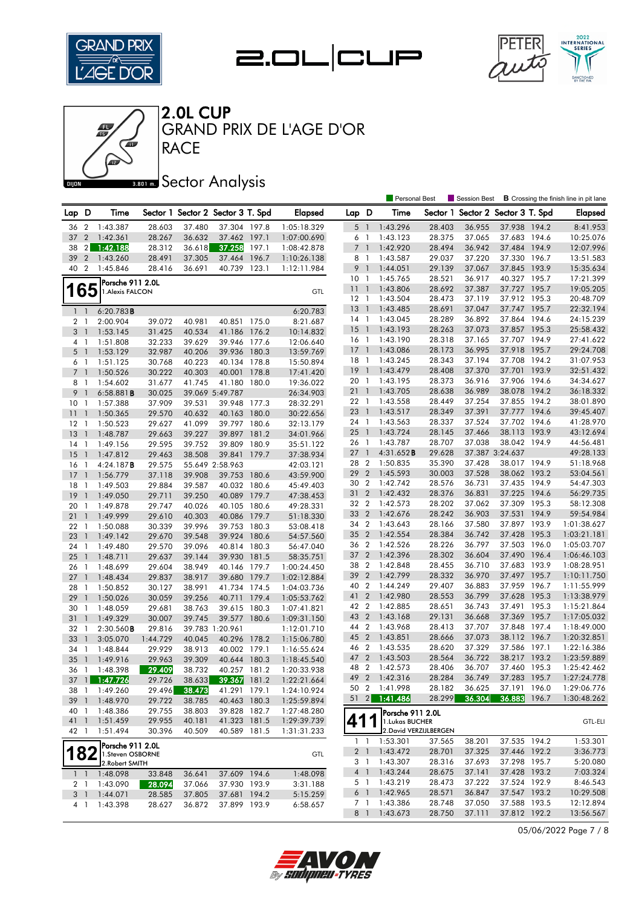# 2.0L CUP

## GRAND PRIX DE L'AGE D'OR

## RACE

## Sector Analysis

Personal Best | Session Best | **B** Crossing the finish line in pit lane

| Lap | D | Time | Sector 1 | Sector 2 | Sector 3 | T. Spd | Elapsed |
|---|---|---|---|---|---|---|---|
| 36 | 2 | 1:43.387 | 28.603 | 37.480 | 37.304 | 197.8 | 1:05:18.329 |
| 37 | 2 | 1:42.361 | 28.267 | 36.632 | 37.462 | 197.1 | 1:07:00.690 |
| 38 | 2 | 1:42.188 | 28.312 | 36.618 | 37.258 | 197.1 | 1:08:42.878 |
| 39 | 2 | 1:43.260 | 28.491 | 37.305 | 37.464 | 196.7 | 1:10:26.138 |
| 40 | 2 | 1:45.846 | 28.416 | 36.691 | 40.739 | 123.1 | 1:12:11.984 |

**165** Porsche 911 2.0L — GTL
1.Alexis FALCON

| Lap | D | Time | Sector 1 | Sector 2 | Sector 3 | T. Spd | Elapsed |
|---|---|---|---|---|---|---|---|
| 1 | 1 | 6:20.783B | | | | | 6:20.783 |
| 2 | 1 | 2:00.904 | 39.072 | 40.981 | 40.851 | 175.0 | 8:21.687 |
| 3 | 1 | 1:53.145 | 31.425 | 40.534 | 41.186 | 176.2 | 10:14.832 |
| 4 | 1 | 1:51.808 | 32.233 | 39.629 | 39.946 | 177.6 | 12:06.640 |
| 5 | 1 | 1:53.129 | 32.987 | 40.206 | 39.936 | 180.3 | 13:59.769 |
| 6 | 1 | 1:51.125 | 30.768 | 40.223 | 40.134 | 178.8 | 15:50.894 |
| 7 | 1 | 1:50.526 | 30.222 | 40.303 | 40.001 | 178.8 | 17:41.420 |
| 8 | 1 | 1:54.602 | 31.677 | 41.745 | 41.180 | 180.0 | 19:36.022 |
| 9 | 1 | 6:58.881B | 30.025 | 39.069 | 5:49.787 | | 26:34.903 |
| 10 | 1 | 1:57.388 | 37.909 | 39.531 | 39.948 | 177.3 | 28:32.291 |
| 11 | 1 | 1:50.365 | 29.570 | 40.632 | 40.163 | 180.0 | 30:22.656 |
| 12 | 1 | 1:50.523 | 29.627 | 41.099 | 39.797 | 180.6 | 32:13.179 |
| 13 | 1 | 1:48.787 | 29.663 | 39.227 | 39.897 | 181.2 | 34:01.966 |
| 14 | 1 | 1:49.156 | 29.595 | 39.752 | 39.809 | 180.9 | 35:51.122 |
| 15 | 1 | 1:47.812 | 29.463 | 38.508 | 39.841 | 179.7 | 37:38.934 |
| 16 | 1 | 4:24.187B | 29.575 | 55.649 | 2:58.963 | | 42:03.121 |
| 17 | 1 | 1:56.779 | 37.118 | 39.908 | 39.753 | 180.6 | 43:59.900 |
| 18 | 1 | 1:49.503 | 29.884 | 39.587 | 40.032 | 180.6 | 45:49.403 |
| 19 | 1 | 1:49.050 | 29.711 | 39.250 | 40.089 | 179.7 | 47:38.453 |
| 20 | 1 | 1:49.878 | 29.747 | 40.026 | 40.105 | 180.6 | 49:28.331 |
| 21 | 1 | 1:49.999 | 29.610 | 40.303 | 40.086 | 179.7 | 51:18.330 |
| 22 | 1 | 1:50.088 | 30.339 | 39.996 | 39.753 | 180.3 | 53:08.418 |
| 23 | 1 | 1:49.142 | 29.670 | 39.548 | 39.924 | 180.6 | 54:57.560 |
| 24 | 1 | 1:49.480 | 29.570 | 39.096 | 40.814 | 180.3 | 56:47.040 |
| 25 | 1 | 1:48.711 | 29.637 | 39.144 | 39.930 | 181.5 | 58:35.751 |
| 26 | 1 | 1:48.699 | 29.604 | 38.949 | 40.146 | 179.7 | 1:00:24.450 |
| 27 | 1 | 1:48.434 | 29.837 | 38.917 | 39.680 | 179.7 | 1:02:12.884 |
| 28 | 1 | 1:50.852 | 30.127 | 38.991 | 41.734 | 174.5 | 1:04:03.736 |
| 29 | 1 | 1:50.026 | 30.059 | 39.256 | 40.711 | 179.4 | 1:05:53.762 |
| 30 | 1 | 1:48.059 | 29.681 | 38.763 | 39.615 | 180.3 | 1:07:41.821 |
| 31 | 1 | 1:49.329 | 30.007 | 39.745 | 39.577 | 180.6 | 1:09:31.150 |
| 32 | 1 | 2:30.560B | 29.816 | 39.783 | 1:20.961 | | 1:12:01.710 |
| 33 | 1 | 3:05.070 | 1:44.729 | 40.045 | 40.296 | 178.2 | 1:15:06.780 |
| 34 | 1 | 1:48.844 | 29.929 | 38.913 | 40.002 | 179.1 | 1:16:55.624 |
| 35 | 1 | 1:49.916 | 29.963 | 39.309 | 40.644 | 180.3 | 1:18:45.540 |
| 36 | 1 | 1:48.398 | 29.409 | 38.732 | 40.257 | 181.2 | 1:20:33.938 |
| 37 | 1 | 1:47.726 | 29.726 | 38.633 | 39.367 | 181.2 | 1:22:21.664 |
| 38 | 1 | 1:49.260 | 29.496 | 38.473 | 41.291 | 179.1 | 1:24:10.924 |
| 39 | 1 | 1:48.970 | 29.722 | 38.785 | 40.463 | 180.3 | 1:25:59.894 |
| 40 | 1 | 1:48.386 | 29.755 | 38.803 | 39.828 | 182.7 | 1:27:48.280 |
| 41 | 1 | 1:51.459 | 29.955 | 40.181 | 41.323 | 181.5 | 1:29:39.739 |
| 42 | 1 | 1:51.494 | 30.396 | 40.509 | 40.589 | 181.5 | 1:31:31.233 |

**182** Porsche 911 2.0L — GTL
1.Steven OSBORNE
2.Robert SMITH

| Lap | D | Time | Sector 1 | Sector 2 | Sector 3 | T. Spd | Elapsed |
|---|---|---|---|---|---|---|---|
| 1 | 1 | 1:48.098 | 33.848 | 36.641 | 37.609 | 194.6 | 1:48.098 |
| 2 | 1 | 1:43.090 | 28.094 | 37.066 | 37.930 | 193.9 | 3:31.188 |
| 3 | 1 | 1:44.071 | 28.585 | 37.805 | 37.681 | 194.2 | 5:15.259 |
| 4 | 1 | 1:43.398 | 28.627 | 36.872 | 37.899 | 193.9 | 6:58.657 |
| 5 | 1 | 1:43.296 | 28.403 | 36.955 | 37.938 | 194.2 | 8:41.953 |
| 6 | 1 | 1:43.123 | 28.375 | 37.065 | 37.683 | 194.6 | 10:25.076 |
| 7 | 1 | 1:42.920 | 28.494 | 36.942 | 37.484 | 194.9 | 12:07.996 |
| 8 | 1 | 1:43.587 | 29.037 | 37.220 | 37.330 | 196.7 | 13:51.583 |
| 9 | 1 | 1:44.051 | 29.139 | 37.067 | 37.845 | 193.9 | 15:35.634 |
| 10 | 1 | 1:45.765 | 28.521 | 36.917 | 40.327 | 195.7 | 17:21.399 |
| 11 | 1 | 1:43.806 | 28.692 | 37.387 | 37.727 | 195.7 | 19:05.205 |
| 12 | 1 | 1:43.504 | 28.473 | 37.119 | 37.912 | 195.3 | 20:48.709 |
| 13 | 1 | 1:43.485 | 28.691 | 37.047 | 37.747 | 195.7 | 22:32.194 |
| 14 | 1 | 1:43.045 | 28.289 | 36.892 | 37.864 | 194.6 | 24:15.239 |
| 15 | 1 | 1:43.193 | 28.263 | 37.073 | 37.857 | 195.3 | 25:58.432 |
| 16 | 1 | 1:43.190 | 28.318 | 37.165 | 37.707 | 194.9 | 27:41.622 |
| 17 | 1 | 1:43.086 | 28.173 | 36.995 | 37.918 | 195.7 | 29:24.708 |
| 18 | 1 | 1:43.245 | 28.343 | 37.194 | 37.708 | 194.2 | 31:07.953 |
| 19 | 1 | 1:43.479 | 28.408 | 37.370 | 37.701 | 193.9 | 32:51.432 |
| 20 | 1 | 1:43.195 | 28.373 | 36.916 | 37.906 | 194.6 | 34:34.627 |
| 21 | 1 | 1:43.705 | 28.638 | 36.989 | 38.078 | 194.2 | 36:18.332 |
| 22 | 1 | 1:43.558 | 28.449 | 37.254 | 37.855 | 194.2 | 38:01.890 |
| 23 | 1 | 1:43.517 | 28.349 | 37.391 | 37.777 | 194.6 | 39:45.407 |
| 24 | 1 | 1:43.563 | 28.337 | 37.524 | 37.702 | 194.6 | 41:28.970 |
| 25 | 1 | 1:43.724 | 28.145 | 37.466 | 38.113 | 193.9 | 43:12.694 |
| 26 | 1 | 1:43.787 | 28.707 | 37.038 | 38.042 | 194.9 | 44:56.481 |
| 27 | 1 | 4:31.652B | 29.628 | 37.387 | 3:24.637 | | 49:28.133 |
| 28 | 2 | 1:50.835 | 35.390 | 37.428 | 38.017 | 194.9 | 51:18.968 |
| 29 | 2 | 1:45.593 | 30.003 | 37.528 | 38.062 | 193.2 | 53:04.561 |
| 30 | 2 | 1:42.742 | 28.576 | 36.731 | 37.435 | 194.9 | 54:47.303 |
| 31 | 2 | 1:42.432 | 28.376 | 36.831 | 37.225 | 194.6 | 56:29.735 |
| 32 | 2 | 1:42.573 | 28.202 | 37.062 | 37.309 | 195.3 | 58:12.308 |
| 33 | 2 | 1:42.676 | 28.242 | 36.903 | 37.531 | 194.9 | 59:54.984 |
| 34 | 2 | 1:43.643 | 28.166 | 37.580 | 37.897 | 193.9 | 1:01:38.627 |
| 35 | 2 | 1:42.554 | 28.384 | 36.742 | 37.428 | 195.3 | 1:03:21.181 |
| 36 | 2 | 1:42.526 | 28.226 | 36.797 | 37.503 | 196.0 | 1:05:03.707 |
| 37 | 2 | 1:42.396 | 28.302 | 36.604 | 37.490 | 196.4 | 1:06:46.103 |
| 38 | 2 | 1:42.848 | 28.455 | 36.710 | 37.683 | 193.9 | 1:08:28.951 |
| 39 | 2 | 1:42.799 | 28.332 | 36.970 | 37.497 | 195.7 | 1:10:11.750 |
| 40 | 2 | 1:44.249 | 29.407 | 36.883 | 37.959 | 196.7 | 1:11:55.999 |
| 41 | 2 | 1:42.980 | 28.553 | 36.799 | 37.628 | 195.3 | 1:13:38.979 |
| 42 | 2 | 1:42.885 | 28.651 | 36.743 | 37.491 | 195.3 | 1:15:21.864 |
| 43 | 2 | 1:43.168 | 29.131 | 36.668 | 37.369 | 195.7 | 1:17:05.032 |
| 44 | 2 | 1:43.968 | 28.413 | 37.707 | 37.848 | 197.4 | 1:18:49.000 |
| 45 | 2 | 1:43.851 | 28.666 | 37.073 | 38.112 | 196.7 | 1:20:32.851 |
| 46 | 2 | 1:43.535 | 28.620 | 37.329 | 37.586 | 197.1 | 1:22:16.386 |
| 47 | 2 | 1:43.503 | 28.564 | 36.722 | 38.217 | 193.2 | 1:23:59.889 |
| 48 | 2 | 1:42.573 | 28.406 | 36.707 | 37.460 | 195.3 | 1:25:42.462 |
| 49 | 2 | 1:42.316 | 28.284 | 36.749 | 37.283 | 195.7 | 1:27:24.778 |
| 50 | 2 | 1:41.998 | 28.182 | 36.625 | 37.191 | 196.0 | 1:29:06.776 |
| 51 | 2 | 1:41.486 | 28.299 | 36.304 | 36.883 | 196.7 | 1:30:48.262 |

**411** Porsche 911 2.0L — GTL-ELI
1.Lukas BUCHER
2.David VERZIJLBERGEN

| Lap | D | Time | Sector 1 | Sector 2 | Sector 3 | T. Spd | Elapsed |
|---|---|---|---|---|---|---|---|
| 1 | 1 | 1:53.301 | 37.565 | 38.201 | 37.535 | 194.2 | 1:53.301 |
| 2 | 1 | 1:43.472 | 28.701 | 37.325 | 37.446 | 192.2 | 3:36.773 |
| 3 | 1 | 1:43.307 | 28.316 | 37.693 | 37.298 | 195.7 | 5:20.080 |
| 4 | 1 | 1:43.244 | 28.675 | 37.141 | 37.428 | 193.2 | 7:03.324 |
| 5 | 1 | 1:43.219 | 28.473 | 37.222 | 37.524 | 192.9 | 8:46.543 |
| 6 | 1 | 1:42.965 | 28.571 | 36.847 | 37.547 | 193.2 | 10:29.508 |
| 7 | 1 | 1:43.386 | 28.748 | 37.050 | 37.588 | 193.5 | 12:12.894 |
| 8 | 1 | 1:43.673 | 28.750 | 37.111 | 37.812 | 192.2 | 13:56.567 |

05/06/2022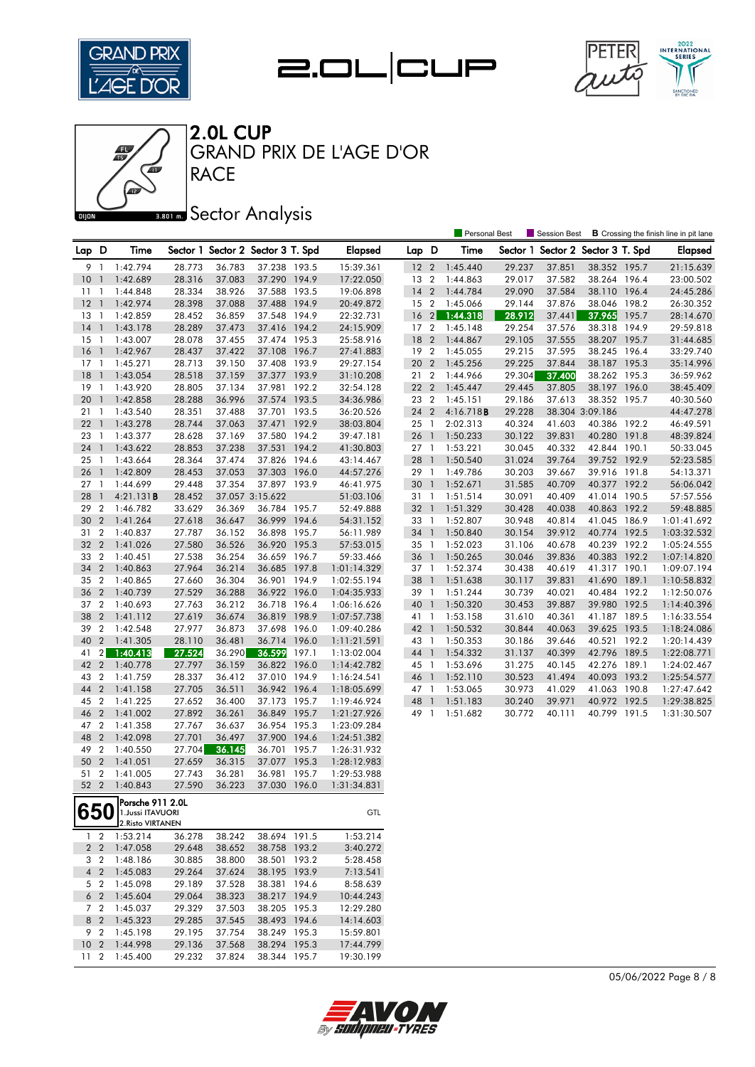# 2.0L CUP

## GRAND PRIX DE L'AGE D'OR

## RACE

### Sector Analysis

Personal Best | Session Best | B Crossing the finish line in pit lane

| Lap | D | Time | Sector 1 | Sector 2 | Sector 3 | T. Spd | Elapsed |
|---|---|---|---|---|---|---|---|
| 9 | 1 | 1:42.794 | 28.773 | 36.783 | 37.238 | 193.5 | 15:39.361 |
| 10 | 1 | 1:42.689 | 28.316 | 37.083 | 37.290 | 194.9 | 17:22.050 |
| 11 | 1 | 1:44.848 | 28.334 | 38.926 | 37.588 | 193.5 | 19:06.898 |
| 12 | 1 | 1:42.974 | 28.398 | 37.088 | 37.488 | 194.9 | 20:49.872 |
| 13 | 1 | 1:42.859 | 28.452 | 36.859 | 37.548 | 194.9 | 22:32.731 |
| 14 | 1 | 1:43.178 | 28.289 | 37.473 | 37.416 | 194.2 | 24:15.909 |
| 15 | 1 | 1:43.007 | 28.078 | 37.455 | 37.474 | 195.3 | 25:58.916 |
| 16 | 1 | 1:42.967 | 28.437 | 37.422 | 37.108 | 196.7 | 27:41.883 |
| 17 | 1 | 1:45.271 | 28.713 | 39.150 | 37.408 | 193.9 | 29:27.154 |
| 18 | 1 | 1:43.054 | 28.518 | 37.159 | 37.377 | 193.9 | 31:10.208 |
| 19 | 1 | 1:43.920 | 28.805 | 37.134 | 37.981 | 192.2 | 32:54.128 |
| 20 | 1 | 1:42.858 | 28.288 | 36.996 | 37.574 | 193.5 | 34:36.986 |
| 21 | 1 | 1:43.540 | 28.351 | 37.488 | 37.701 | 193.5 | 36:20.526 |
| 22 | 1 | 1:43.278 | 28.744 | 37.063 | 37.471 | 192.9 | 38:03.804 |
| 23 | 1 | 1:43.377 | 28.628 | 37.169 | 37.580 | 194.2 | 39:47.181 |
| 24 | 1 | 1:43.622 | 28.853 | 37.238 | 37.531 | 194.2 | 41:30.803 |
| 25 | 1 | 1:43.664 | 28.364 | 37.474 | 37.826 | 194.6 | 43:14.467 |
| 26 | 1 | 1:42.809 | 28.453 | 37.053 | 37.303 | 196.0 | 44:57.276 |
| 27 | 1 | 1:44.699 | 29.448 | 37.354 | 37.897 | 193.9 | 46:41.975 |
| 28 | 1 | 4:21.131 B | 28.452 | 37.057 | 3:15.622 | | 51:03.106 |
| 29 | 2 | 1:46.782 | 33.629 | 36.369 | 36.784 | 195.7 | 52:49.888 |
| 30 | 2 | 1:41.264 | 27.618 | 36.647 | 36.999 | 194.6 | 54:31.152 |
| 31 | 2 | 1:40.837 | 27.787 | 36.152 | 36.898 | 195.7 | 56:11.989 |
| 32 | 2 | 1:41.026 | 27.580 | 36.526 | 36.920 | 195.3 | 57:53.015 |
| 33 | 2 | 1:40.451 | 27.538 | 36.254 | 36.659 | 196.7 | 59:33.466 |
| 34 | 2 | 1:40.863 | 27.964 | 36.214 | 36.685 | 197.8 | 1:01:14.329 |
| 35 | 2 | 1:40.865 | 27.660 | 36.304 | 36.901 | 194.9 | 1:02:55.194 |
| 36 | 2 | 1:40.739 | 27.529 | 36.288 | 36.922 | 196.0 | 1:04:35.933 |
| 37 | 2 | 1:40.693 | 27.763 | 36.212 | 36.718 | 196.4 | 1:06:16.626 |
| 38 | 2 | 1:41.112 | 27.619 | 36.674 | 36.819 | 198.9 | 1:07:57.738 |
| 39 | 2 | 1:42.548 | 27.977 | 36.873 | 37.698 | 196.0 | 1:09:40.286 |
| 40 | 2 | 1:41.305 | 28.110 | 36.481 | 36.714 | 196.0 | 1:11:21.591 |
| 41 | 2 | 1:40.413 | 27.524 | 36.290 | 36.599 | 197.1 | 1:13:02.004 |
| 42 | 2 | 1:40.778 | 27.797 | 36.159 | 36.822 | 196.0 | 1:14:42.782 |
| 43 | 2 | 1:41.759 | 28.337 | 36.412 | 37.010 | 194.9 | 1:16:24.541 |
| 44 | 2 | 1:41.158 | 27.705 | 36.511 | 36.942 | 196.4 | 1:18:05.699 |
| 45 | 2 | 1:41.225 | 27.652 | 36.400 | 37.173 | 195.7 | 1:19:46.924 |
| 46 | 2 | 1:41.002 | 27.892 | 36.261 | 36.849 | 195.7 | 1:21:27.926 |
| 47 | 2 | 1:41.358 | 27.767 | 36.637 | 36.954 | 195.3 | 1:23:09.284 |
| 48 | 2 | 1:42.098 | 27.701 | 36.497 | 37.900 | 194.6 | 1:24:51.382 |
| 49 | 2 | 1:40.550 | 27.704 | 36.145 | 36.701 | 195.7 | 1:26:31.932 |
| 50 | 2 | 1:41.051 | 27.659 | 36.315 | 37.077 | 195.3 | 1:28:12.983 |
| 51 | 2 | 1:41.005 | 27.743 | 36.281 | 36.981 | 195.7 | 1:29:53.988 |
| 52 | 2 | 1:40.843 | 27.590 | 36.223 | 37.030 | 196.0 | 1:31:34.831 |

**650** Porsche 911 2.0L — GTL
1. Jussi ITAVUORI
2. Risto VIRTANEN

| Lap | D | Time | Sector 1 | Sector 2 | Sector 3 | T. Spd | Elapsed |
|---|---|---|---|---|---|---|---|
| 1 | 2 | 1:53.214 | 36.278 | 38.242 | 38.694 | 191.5 | 1:53.214 |
| 2 | 2 | 1:47.058 | 29.648 | 38.652 | 38.758 | 193.2 | 3:40.272 |
| 3 | 2 | 1:48.186 | 30.885 | 38.800 | 38.501 | 193.2 | 5:28.458 |
| 4 | 2 | 1:45.083 | 29.264 | 37.624 | 38.195 | 193.9 | 7:13.541 |
| 5 | 2 | 1:45.098 | 29.189 | 37.528 | 38.381 | 194.6 | 8:58.639 |
| 6 | 2 | 1:45.604 | 29.064 | 38.323 | 38.217 | 194.9 | 10:44.243 |
| 7 | 2 | 1:45.037 | 29.329 | 37.503 | 38.205 | 195.3 | 12:29.280 |
| 8 | 2 | 1:45.323 | 29.285 | 37.545 | 38.493 | 194.6 | 14:14.603 |
| 9 | 2 | 1:45.198 | 29.195 | 37.754 | 38.249 | 195.3 | 15:59.801 |
| 10 | 2 | 1:44.998 | 29.136 | 37.568 | 38.294 | 195.3 | 17:44.799 |
| 11 | 2 | 1:45.400 | 29.232 | 37.824 | 38.344 | 195.7 | 19:30.199 |
| 12 | 2 | 1:45.440 | 29.237 | 37.851 | 38.352 | 195.7 | 21:15.639 |
| 13 | 2 | 1:44.863 | 29.017 | 37.582 | 38.264 | 196.4 | 23:00.502 |
| 14 | 2 | 1:44.784 | 29.090 | 37.584 | 38.110 | 196.4 | 24:45.286 |
| 15 | 2 | 1:45.066 | 29.144 | 37.876 | 38.046 | 198.2 | 26:30.352 |
| 16 | 2 | 1:44.318 | 28.912 | 37.441 | 37.965 | 195.7 | 28:14.670 |
| 17 | 2 | 1:45.148 | 29.254 | 37.576 | 38.318 | 194.9 | 29:59.818 |
| 18 | 2 | 1:44.867 | 29.105 | 37.555 | 38.207 | 195.7 | 31:44.685 |
| 19 | 2 | 1:45.055 | 29.215 | 37.595 | 38.245 | 196.4 | 33:29.740 |
| 20 | 2 | 1:45.256 | 29.225 | 37.844 | 38.187 | 195.3 | 35:14.996 |
| 21 | 2 | 1:44.966 | 29.304 | 37.400 | 38.262 | 195.3 | 36:59.962 |
| 22 | 2 | 1:45.447 | 29.445 | 37.805 | 38.197 | 196.0 | 38:45.409 |
| 23 | 2 | 1:45.151 | 29.186 | 37.613 | 38.352 | 195.7 | 40:30.560 |
| 24 | 2 | 4:16.718 B | 29.228 | 38.304 | 3:09.186 | | 44:47.278 |
| 25 | 1 | 2:02.313 | 40.324 | 41.603 | 40.386 | 192.2 | 46:49.591 |
| 26 | 1 | 1:50.233 | 30.122 | 39.831 | 40.280 | 191.8 | 48:39.824 |
| 27 | 1 | 1:53.221 | 30.045 | 40.332 | 42.844 | 190.1 | 50:33.045 |
| 28 | 1 | 1:50.540 | 31.024 | 39.764 | 39.752 | 192.9 | 52:23.585 |
| 29 | 1 | 1:49.786 | 30.203 | 39.667 | 39.916 | 191.8 | 54:13.371 |
| 30 | 1 | 1:52.671 | 31.585 | 40.709 | 40.377 | 192.2 | 56:06.042 |
| 31 | 1 | 1:51.514 | 30.091 | 40.409 | 41.014 | 190.5 | 57:57.556 |
| 32 | 1 | 1:51.329 | 30.428 | 40.038 | 40.863 | 192.2 | 59:48.885 |
| 33 | 1 | 1:52.807 | 30.948 | 40.814 | 41.045 | 186.9 | 1:01:41.692 |
| 34 | 1 | 1:50.840 | 30.154 | 39.912 | 40.774 | 192.5 | 1:03:32.532 |
| 35 | 1 | 1:52.023 | 31.106 | 40.678 | 40.239 | 192.2 | 1:05:24.555 |
| 36 | 1 | 1:50.265 | 30.046 | 39.836 | 40.383 | 192.2 | 1:07:14.820 |
| 37 | 1 | 1:52.374 | 30.438 | 40.619 | 41.317 | 190.1 | 1:09:07.194 |
| 38 | 1 | 1:51.638 | 30.117 | 39.831 | 41.690 | 189.1 | 1:10:58.832 |
| 39 | 1 | 1:51.244 | 30.739 | 40.021 | 40.484 | 192.2 | 1:12:50.076 |
| 40 | 1 | 1:50.320 | 30.453 | 39.887 | 39.980 | 192.5 | 1:14:40.396 |
| 41 | 1 | 1:53.158 | 31.610 | 40.361 | 41.187 | 189.5 | 1:16:33.554 |
| 42 | 1 | 1:50.532 | 30.844 | 40.063 | 39.625 | 193.5 | 1:18:24.086 |
| 43 | 1 | 1:50.353 | 30.186 | 39.646 | 40.521 | 192.2 | 1:20:14.439 |
| 44 | 1 | 1:54.332 | 31.137 | 40.399 | 42.796 | 189.5 | 1:22:08.771 |
| 45 | 1 | 1:53.696 | 31.275 | 40.145 | 42.276 | 189.1 | 1:24:02.467 |
| 46 | 1 | 1:52.110 | 30.523 | 41.494 | 40.093 | 193.2 | 1:25:54.577 |
| 47 | 1 | 1:53.065 | 30.973 | 41.029 | 41.063 | 190.8 | 1:27:47.642 |
| 48 | 1 | 1:51.183 | 30.240 | 39.971 | 40.972 | 192.5 | 1:29:38.825 |
| 49 | 1 | 1:51.682 | 30.772 | 40.111 | 40.799 | 191.5 | 1:31:30.507 |

05/06/2022